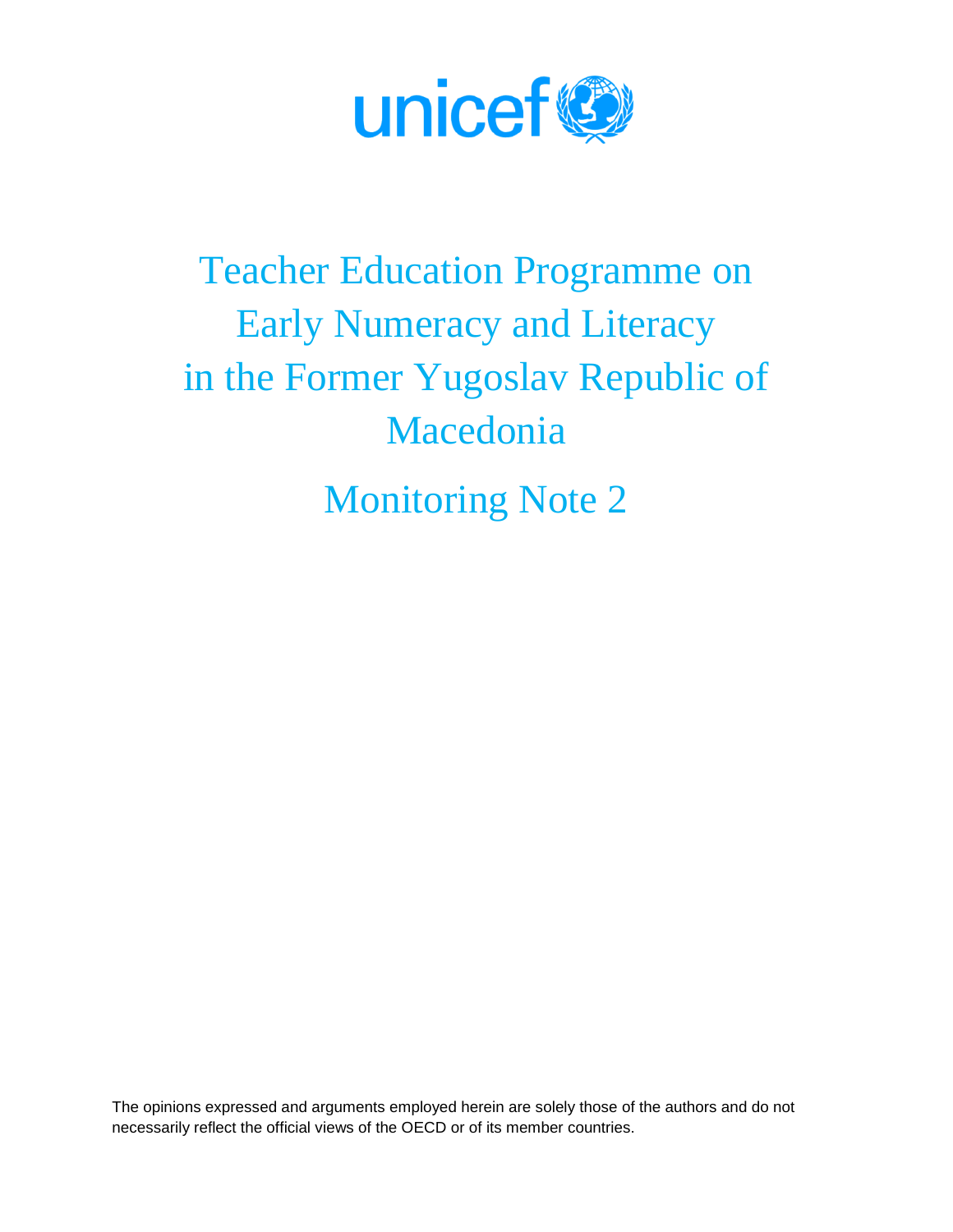unicef

# Teacher Education Programme on Early Numeracy and Literacy in the Former Yugoslav Republic of Macedonia

## Monitoring Note 2

The opinions expressed and arguments employed herein are solely those of the authors and do not necessarily reflect the official views of the OECD or of its member countries.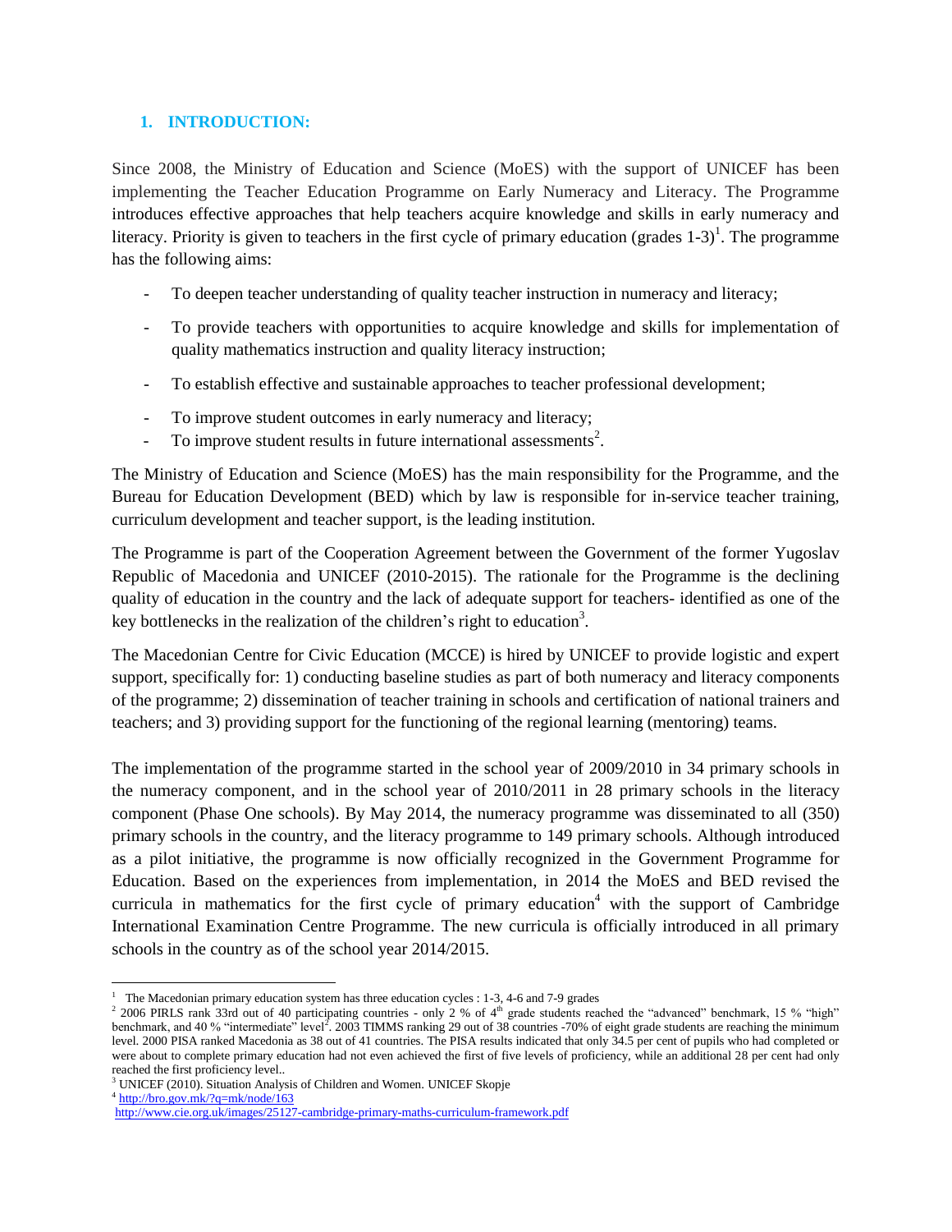## 1. INTRODUCTION:

Since 2008, the Ministry of Education and Science (MoES) with the support of UNICEF has been implementing the Teacher Education Programme on Early Numeracy and Literacy. The Programme introduces effective approaches that help teachers acquire knowledge and skills in early numeracy and literacy. Priority is given to teachers in the first cycle of primary education (grades 1-3)[1]. The programme has the following aims:

- To deepen teacher understanding of quality teacher instruction in numeracy and literacy;
- To provide teachers with opportunities to acquire knowledge and skills for implementation of quality mathematics instruction and quality literacy instruction;
- To establish effective and sustainable approaches to teacher professional development;
- To improve student outcomes in early numeracy and literacy;
- To improve student results in future international assessments[2].

The Ministry of Education and Science (MoES) has the main responsibility for the Programme, and the Bureau for Education Development (BED) which by law is responsible for in-service teacher training, curriculum development and teacher support, is the leading institution.

The Programme is part of the Cooperation Agreement between the Government of the former Yugoslav Republic of Macedonia and UNICEF (2010-2015). The rationale for the Programme is the declining quality of education in the country and the lack of adequate support for teachers- identified as one of the key bottlenecks in the realization of the children's right to education[3].

The Macedonian Centre for Civic Education (MCCE) is hired by UNICEF to provide logistic and expert support, specifically for: 1) conducting baseline studies as part of both numeracy and literacy components of the programme; 2) dissemination of teacher training in schools and certification of national trainers and teachers; and 3) providing support for the functioning of the regional learning (mentoring) teams.

The implementation of the programme started in the school year of 2009/2010 in 34 primary schools in the numeracy component, and in the school year of 2010/2011 in 28 primary schools in the literacy component (Phase One schools). By May 2014, the numeracy programme was disseminated to all (350) primary schools in the country, and the literacy programme to 149 primary schools. Although introduced as a pilot initiative, the programme is now officially recognized in the Government Programme for Education. Based on the experiences from implementation, in 2014 the MoES and BED revised the curricula in mathematics for the first cycle of primary education[4] with the support of Cambridge International Examination Centre Programme. The new curricula is officially introduced in all primary schools in the country as of the school year 2014/2015.

---

[1] The Macedonian primary education system has three education cycles : 1-3, 4-6 and 7-9 grades

[2] 2006 PIRLS rank 33rd out of 40 participating countries - only 2 % of 4th grade students reached the "advanced" benchmark, 15 % "high" benchmark, and 40 % "intermediate" level[2]. 2003 TIMMS ranking 29 out of 38 countries -70% of eight grade students are reaching the minimum level. 2000 PISA ranked Macedonia as 38 out of 41 countries. The PISA results indicated that only 34.5 per cent of pupils who had completed or were about to complete primary education had not even achieved the first of five levels of proficiency, while an additional 28 per cent had only reached the first proficiency level..

[3] UNICEF (2010). Situation Analysis of Children and Women. UNICEF Skopje

[4] http://bro.gov.mk/?q=mk/node/163
http://www.cie.org.uk/images/25127-cambridge-primary-maths-curriculum-framework.pdf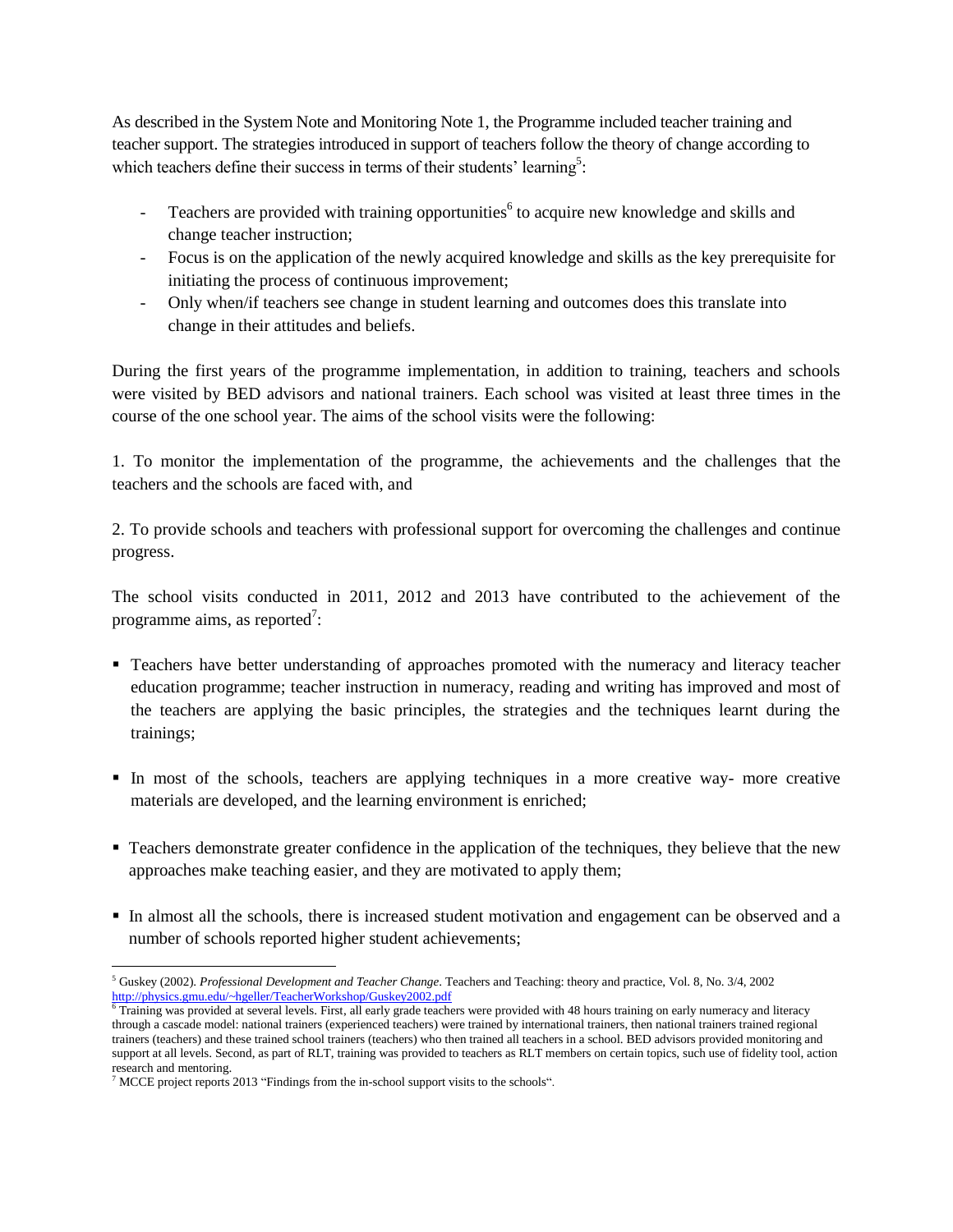As described in the System Note and Monitoring Note 1, the Programme included teacher training and teacher support. The strategies introduced in support of teachers follow the theory of change according to which teachers define their success in terms of their students' learning[5]:

- Teachers are provided with training opportunities[6] to acquire new knowledge and skills and change teacher instruction;
- Focus is on the application of the newly acquired knowledge and skills as the key prerequisite for initiating the process of continuous improvement;
- Only when/if teachers see change in student learning and outcomes does this translate into change in their attitudes and beliefs.

During the first years of the programme implementation, in addition to training, teachers and schools were visited by BED advisors and national trainers. Each school was visited at least three times in the course of the one school year. The aims of the school visits were the following:

1. To monitor the implementation of the programme, the achievements and the challenges that the teachers and the schools are faced with, and

2. To provide schools and teachers with professional support for overcoming the challenges and continue progress.

The school visits conducted in 2011, 2012 and 2013 have contributed to the achievement of the programme aims, as reported[7]:

- Teachers have better understanding of approaches promoted with the numeracy and literacy teacher education programme; teacher instruction in numeracy, reading and writing has improved and most of the teachers are applying the basic principles, the strategies and the techniques learnt during the trainings;

- In most of the schools, teachers are applying techniques in a more creative way- more creative materials are developed, and the learning environment is enriched;

- Teachers demonstrate greater confidence in the application of the techniques, they believe that the new approaches make teaching easier, and they are motivated to apply them;

- In almost all the schools, there is increased student motivation and engagement can be observed and a number of schools reported higher student achievements;

---

[5] Guskey (2002). *Professional Development and Teacher Change*. Teachers and Teaching: theory and practice, Vol. 8, No. 3/4, 2002 http://physics.gmu.edu/~hgeller/TeacherWorkshop/Guskey2002.pdf

[6] Training was provided at several levels. First, all early grade teachers were provided with 48 hours training on early numeracy and literacy through a cascade model: national trainers (experienced teachers) were trained by international trainers, then national trainers trained regional trainers (teachers) and these trained school trainers (teachers) who then trained all teachers in a school. BED advisors provided monitoring and support at all levels. Second, as part of RLT, training was provided to teachers as RLT members on certain topics, such use of fidelity tool, action research and mentoring.

[7] MCCE project reports 2013 "Findings from the in-school support visits to the schools".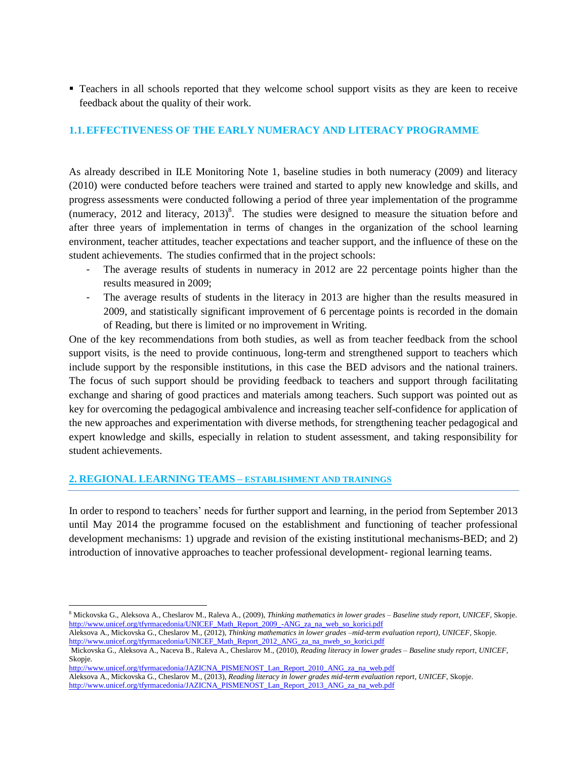- Teachers in all schools reported that they welcome school support visits as they are keen to receive feedback about the quality of their work.

### 1.1. EFFECTIVENESS OF THE EARLY NUMERACY AND LITERACY PROGRAMME

As already described in ILE Monitoring Note 1, baseline studies in both numeracy (2009) and literacy (2010) were conducted before teachers were trained and started to apply new knowledge and skills, and progress assessments were conducted following a period of three year implementation of the programme (numeracy, 2012 and literacy, 2013)[8]. The studies were designed to measure the situation before and after three years of implementation in terms of changes in the organization of the school learning environment, teacher attitudes, teacher expectations and teacher support, and the influence of these on the student achievements. The studies confirmed that in the project schools:

- The average results of students in numeracy in 2012 are 22 percentage points higher than the results measured in 2009;
- The average results of students in the literacy in 2013 are higher than the results measured in 2009, and statistically significant improvement of 6 percentage points is recorded in the domain of Reading, but there is limited or no improvement in Writing.

One of the key recommendations from both studies, as well as from teacher feedback from the school support visits, is the need to provide continuous, long-term and strengthened support to teachers which include support by the responsible institutions, in this case the BED advisors and the national trainers. The focus of such support should be providing feedback to teachers and support through facilitating exchange and sharing of good practices and materials among teachers. Such support was pointed out as key for overcoming the pedagogical ambivalence and increasing teacher self-confidence for application of the new approaches and experimentation with diverse methods, for strengthening teacher pedagogical and expert knowledge and skills, especially in relation to student assessment, and taking responsibility for student achievements.

## 2. REGIONAL LEARNING TEAMS – ESTABLISHMENT AND TRAININGS

In order to respond to teachers' needs for further support and learning, in the period from September 2013 until May 2014 the programme focused on the establishment and functioning of teacher professional development mechanisms: 1) upgrade and revision of the existing institutional mechanisms-BED; and 2) introduction of innovative approaches to teacher professional development- regional learning teams.

---

[8] Mickovska G., Aleksova A., Cheslarov M., Raleva A., (2009), *Thinking mathematics in lower grades – Baseline study report, UNICEF*, Skopje. http://www.unicef.org/tfyrmacedonia/UNICEF_Math_Report_2009_-ANG_za_na_web_so_korici.pdf
Aleksova A., Mickovska G., Cheslarov M., (2012), *Thinking mathematics in lower grades –mid-term evaluation report), UNICEF*, Skopje. http://www.unicef.org/tfyrmacedonia/UNICEF_Math_Report_2012_ANG_za_na_nweb_so_korici.pdf
Mickovska G., Aleksova A., Naceva B., Raleva A., Cheslarov M., (2010), *Reading literacy in lower grades – Baseline study report, UNICEF*, Skopje.
http://www.unicef.org/tfyrmacedonia/JAZICNA_PISMENOST_Lan_Report_2010_ANG_za_na_web.pdf
Aleksova A., Mickovska G., Cheslarov M., (2013), *Reading literacy in lower grades mid-term evaluation report, UNICEF*, Skopje.
http://www.unicef.org/tfyrmacedonia/JAZICNA_PISMENOST_Lan_Report_2013_ANG_za_na_web.pdf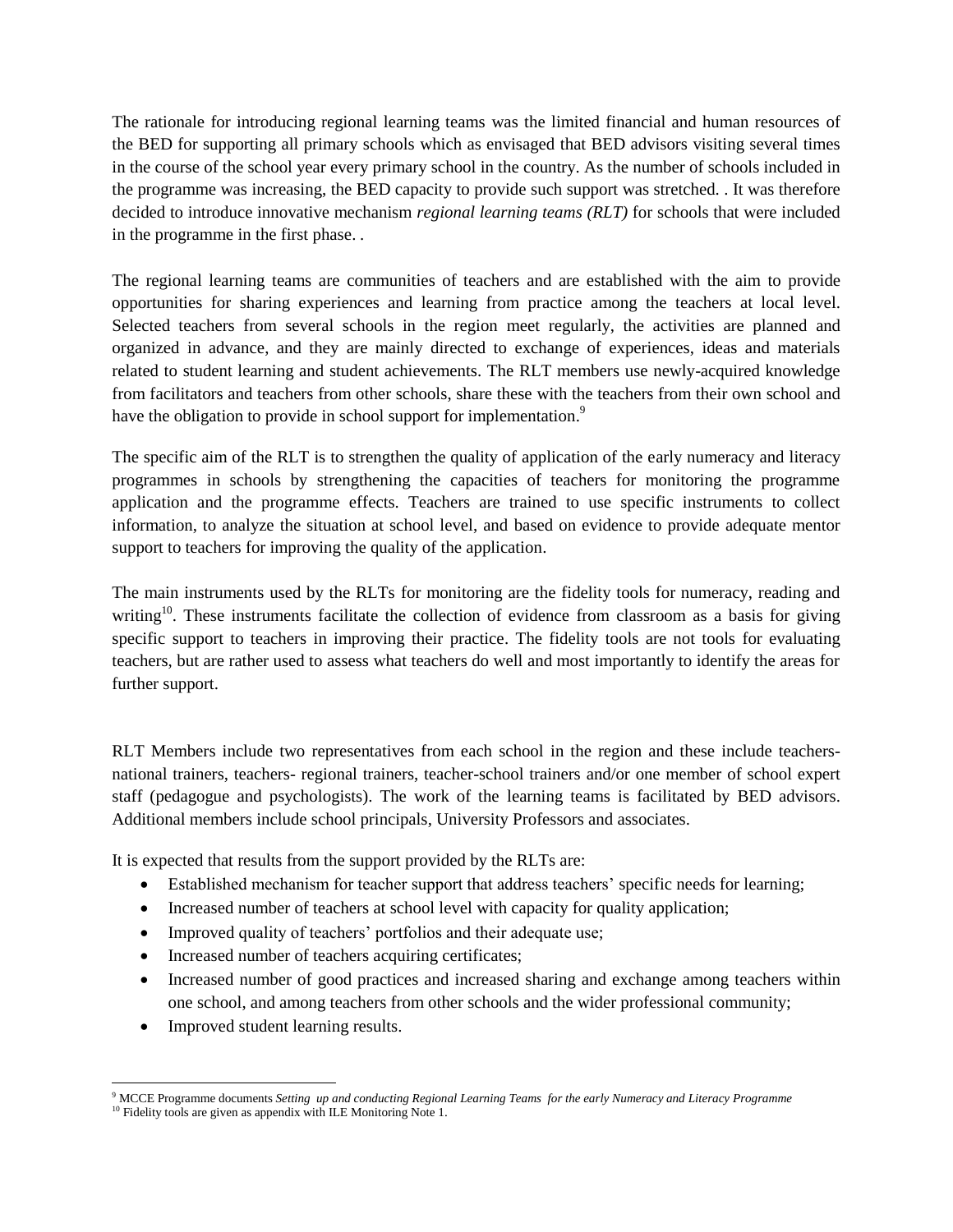The rationale for introducing regional learning teams was the limited financial and human resources of the BED for supporting all primary schools which as envisaged that BED advisors visiting several times in the course of the school year every primary school in the country. As the number of schools included in the programme was increasing, the BED capacity to provide such support was stretched. . It was therefore decided to introduce innovative mechanism *regional learning teams (RLT)* for schools that were included in the programme in the first phase. .

The regional learning teams are communities of teachers and are established with the aim to provide opportunities for sharing experiences and learning from practice among the teachers at local level. Selected teachers from several schools in the region meet regularly, the activities are planned and organized in advance, and they are mainly directed to exchange of experiences, ideas and materials related to student learning and student achievements. The RLT members use newly-acquired knowledge from facilitators and teachers from other schools, share these with the teachers from their own school and have the obligation to provide in school support for implementation.[9]

The specific aim of the RLT is to strengthen the quality of application of the early numeracy and literacy programmes in schools by strengthening the capacities of teachers for monitoring the programme application and the programme effects. Teachers are trained to use specific instruments to collect information, to analyze the situation at school level, and based on evidence to provide adequate mentor support to teachers for improving the quality of the application.

The main instruments used by the RLTs for monitoring are the fidelity tools for numeracy, reading and writing[10]. These instruments facilitate the collection of evidence from classroom as a basis for giving specific support to teachers in improving their practice. The fidelity tools are not tools for evaluating teachers, but are rather used to assess what teachers do well and most importantly to identify the areas for further support.

RLT Members include two representatives from each school in the region and these include teachers-national trainers, teachers- regional trainers, teacher-school trainers and/or one member of school expert staff (pedagogue and psychologists). The work of the learning teams is facilitated by BED advisors. Additional members include school principals, University Professors and associates.

It is expected that results from the support provided by the RLTs are:

- Established mechanism for teacher support that address teachers' specific needs for learning;
- Increased number of teachers at school level with capacity for quality application;
- Improved quality of teachers' portfolios and their adequate use;
- Increased number of teachers acquiring certificates;
- Increased number of good practices and increased sharing and exchange among teachers within one school, and among teachers from other schools and the wider professional community;
- Improved student learning results.

---

[9] MCCE Programme documents *Setting up and conducting Regional Learning Teams for the early Numeracy and Literacy Programme*

[10] Fidelity tools are given as appendix with ILE Monitoring Note 1.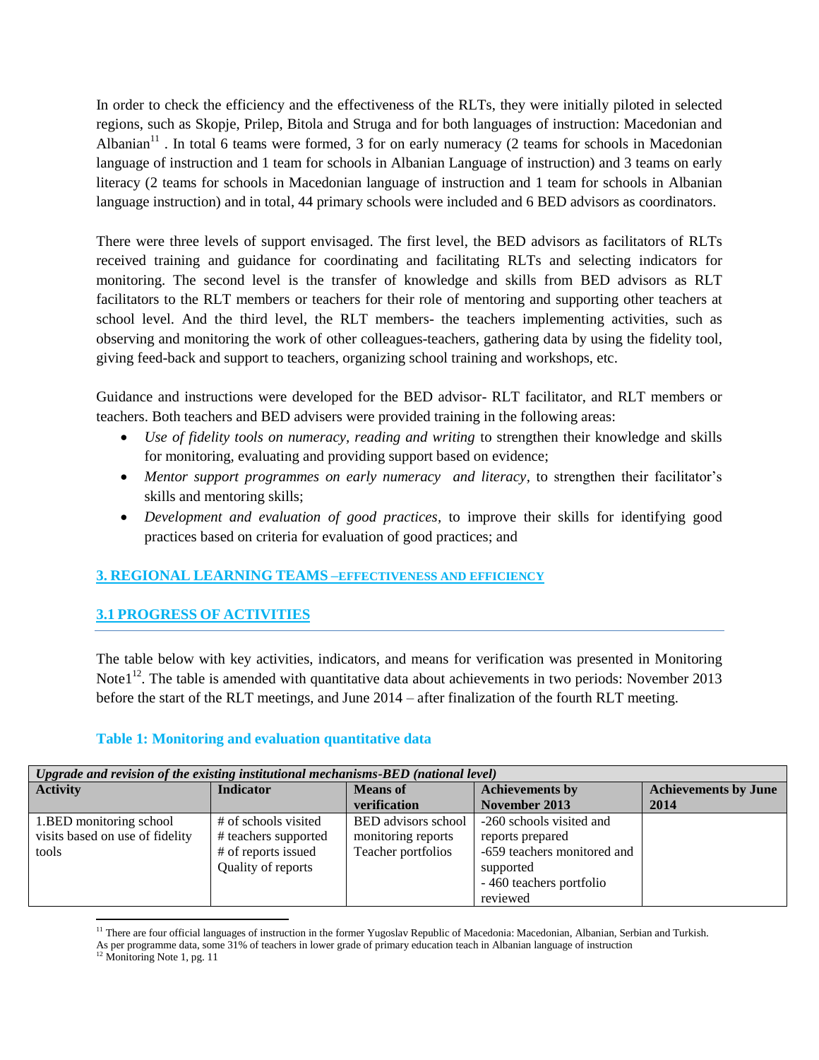In order to check the efficiency and the effectiveness of the RLTs, they were initially piloted in selected regions, such as Skopje, Prilep, Bitola and Struga and for both languages of instruction: Macedonian and Albanian[11] . In total 6 teams were formed, 3 for on early numeracy (2 teams for schools in Macedonian language of instruction and 1 team for schools in Albanian Language of instruction) and 3 teams on early literacy (2 teams for schools in Macedonian language of instruction and 1 team for schools in Albanian language instruction) and in total, 44 primary schools were included and 6 BED advisors as coordinators.

There were three levels of support envisaged. The first level, the BED advisors as facilitators of RLTs received training and guidance for coordinating and facilitating RLTs and selecting indicators for monitoring. The second level is the transfer of knowledge and skills from BED advisors as RLT facilitators to the RLT members or teachers for their role of mentoring and supporting other teachers at school level. And the third level, the RLT members- the teachers implementing activities, such as observing and monitoring the work of other colleagues-teachers, gathering data by using the fidelity tool, giving feed-back and support to teachers, organizing school training and workshops, etc.

Guidance and instructions were developed for the BED advisor- RLT facilitator, and RLT members or teachers. Both teachers and BED advisers were provided training in the following areas:

- *Use of fidelity tools on numeracy, reading and writing* to strengthen their knowledge and skills for monitoring, evaluating and providing support based on evidence;
- *Mentor support programmes on early numeracy and literacy*, to strengthen their facilitator's skills and mentoring skills;
- *Development and evaluation of good practices*, to improve their skills for identifying good practices based on criteria for evaluation of good practices; and

## 3. REGIONAL LEARNING TEAMS –EFFECTIVENESS AND EFFICIENCY

### 3.1 PROGRESS OF ACTIVITIES

The table below with key activities, indicators, and means for verification was presented in Monitoring Note1[12]. The table is amended with quantitative data about achievements in two periods: November 2013 before the start of the RLT meetings, and June 2014 – after finalization of the fourth RLT meeting.

**Table 1: Monitoring and evaluation quantitative data**

| *Upgrade and revision of the existing institutional mechanisms-BED (national level)* | | | | |
|---|---|---|---|---|
| **Activity** | **Indicator** | **Means of verification** | **Achievements by November 2013** | **Achievements by June 2014** |
| 1.BED monitoring school visits based on use of fidelity tools | # of schools visited<br># teachers supported<br># of reports issued<br>Quality of reports | BED advisors school monitoring reports<br>Teacher portfolios | -260 schools visited and reports prepared<br>-659 teachers monitored and supported<br>- 460 teachers portfolio reviewed | |

[11] There are four official languages of instruction in the former Yugoslav Republic of Macedonia: Macedonian, Albanian, Serbian and Turkish. As per programme data, some 31% of teachers in lower grade of primary education teach in Albanian language of instruction

[12] Monitoring Note 1, pg. 11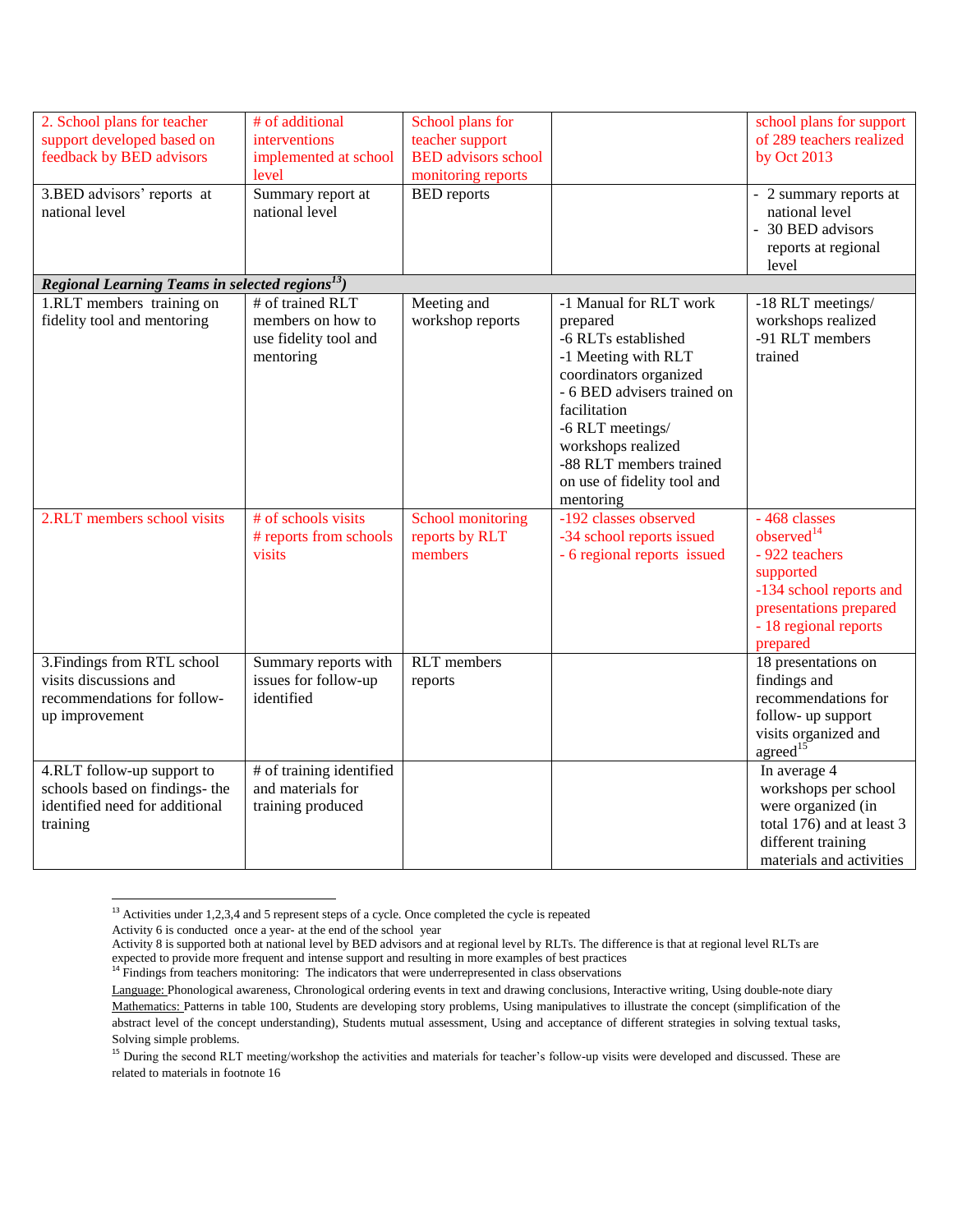| | | | | |
|---|---|---|---|---|
| 2. School plans for teacher support developed based on feedback by BED advisors | # of additional interventions implemented at school level | School plans for teacher support BED advisors school monitoring reports | | school plans for support of 289 teachers realized by Oct 2013 |
| 3.BED advisors' reports at national level | Summary report at national level | BED reports | | - 2 summary reports at national level<br>- 30 BED advisors reports at regional level |
| ***Regional Learning Teams in selected regions[13])*** | | | | |
| 1.RLT members training on fidelity tool and mentoring | # of trained RLT members on how to use fidelity tool and mentoring | Meeting and workshop reports | -1 Manual for RLT work prepared<br>-6 RLTs established<br>-1 Meeting with RLT coordinators organized<br>- 6 BED advisers trained on facilitation<br>-6 RLT meetings/ workshops realized<br>-88 RLT members trained on use of fidelity tool and mentoring | -18 RLT meetings/ workshops realized<br>-91 RLT members trained |
| 2.RLT members school visits | # of schools visits<br># reports from schools visits | School monitoring reports by RLT members | -192 classes observed<br>-34 school reports issued<br>- 6 regional reports issued | - 468 classes observed[14]<br>- 922 teachers supported<br>-134 school reports and presentations prepared<br>- 18 regional reports prepared |
| 3.Findings from RTL school visits discussions and recommendations for follow-up improvement | Summary reports with issues for follow-up identified | RLT members reports | | 18 presentations on findings and recommendations for follow- up support visits organized and agreed[15] |
| 4.RLT follow-up support to schools based on findings- the identified need for additional training | # of training identified and materials for training produced | | | In average 4 workshops per school were organized (in total 176) and at least 3 different training materials and activities |

[13] Activities under 1,2,3,4 and 5 represent steps of a cycle. Once completed the cycle is repeated

Activity 6 is conducted once a year- at the end of the school year

Activity 8 is supported both at national level by BED advisors and at regional level by RLTs. The difference is that at regional level RLTs are expected to provide more frequent and intense support and resulting in more examples of best practices

[14] Findings from teachers monitoring: The indicators that were underrepresented in class observations

Language: Phonological awareness, Chronological ordering events in text and drawing conclusions, Interactive writing, Using double-note diary

Mathematics: Patterns in table 100, Students are developing story problems, Using manipulatives to illustrate the concept (simplification of the abstract level of the concept understanding), Students mutual assessment, Using and acceptance of different strategies in solving textual tasks, Solving simple problems.

[15] During the second RLT meeting/workshop the activities and materials for teacher's follow-up visits were developed and discussed. These are related to materials in footnote 16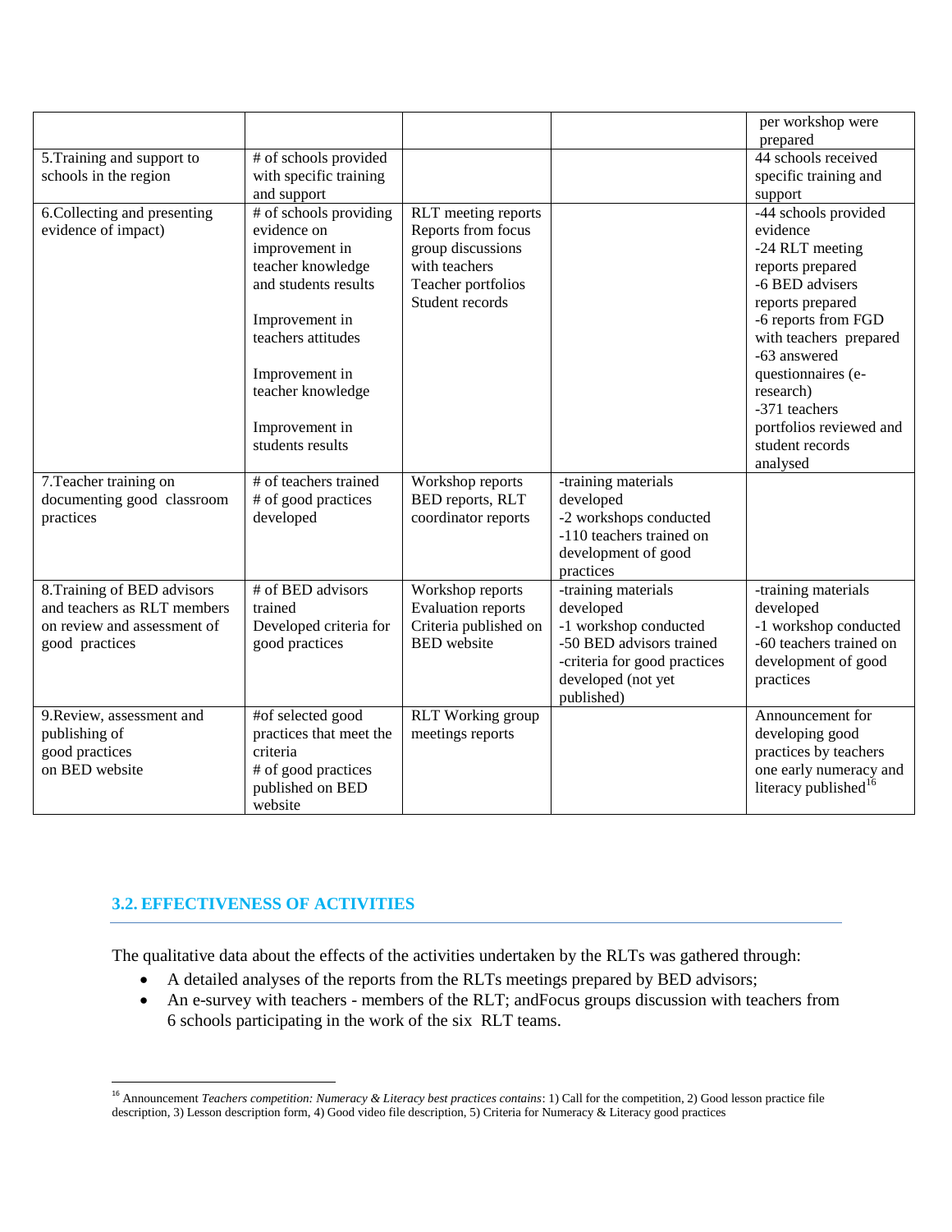| | | | | |
|---|---|---|---|---|
| | | | | per workshop were prepared |
| 5.Training and support to schools in the region | # of schools provided with specific training and support | | | 44 schools received specific training and support |
| 6.Collecting and presenting evidence of impact) | # of schools providing evidence on improvement in teacher knowledge and students results<br><br>Improvement in teachers attitudes<br><br>Improvement in teacher knowledge<br><br>Improvement in students results | RLT meeting reports<br>Reports from focus group discussions with teachers<br>Teacher portfolios<br>Student records | | -44 schools provided evidence<br>-24 RLT meeting reports prepared<br>-6 BED advisers reports prepared<br>-6 reports from FGD with teachers prepared<br>-63 answered questionnaires (e-research)<br>-371 teachers portfolios reviewed and student records analysed |
| 7.Teacher training on documenting good classroom practices | # of teachers trained<br># of good practices developed | Workshop reports<br>BED reports, RLT coordinator reports | -training materials developed<br>-2 workshops conducted<br>-110 teachers trained on development of good practices | |
| 8.Training of BED advisors and teachers as RLT members on review and assessment of good practices | # of BED advisors trained<br>Developed criteria for good practices | Workshop reports<br>Evaluation reports<br>Criteria published on BED website | -training materials developed<br>-1 workshop conducted<br>-50 BED advisors trained<br>-criteria for good practices developed (not yet published) | -training materials developed<br>-1 workshop conducted<br>-60 teachers trained on development of good practices |
| 9.Review, assessment and publishing of good practices on BED website | #of selected good practices that meet the criteria<br># of good practices published on BED website | RLT Working group meetings reports | | Announcement for developing good practices by teachers one early numeracy and literacy published[16] |

## 3.2. EFFECTIVENESS OF ACTIVITIES

The qualitative data about the effects of the activities undertaken by the RLTs was gathered through:

- A detailed analyses of the reports from the RLTs meetings prepared by BED advisors;
- An e-survey with teachers - members of the RLT; andFocus groups discussion with teachers from 6 schools participating in the work of the six RLT teams.

[16] Announcement *Teachers competition: Numeracy & Literacy best practices contains*: 1) Call for the competition, 2) Good lesson practice file description, 3) Lesson description form, 4) Good video file description, 5) Criteria for Numeracy & Literacy good practices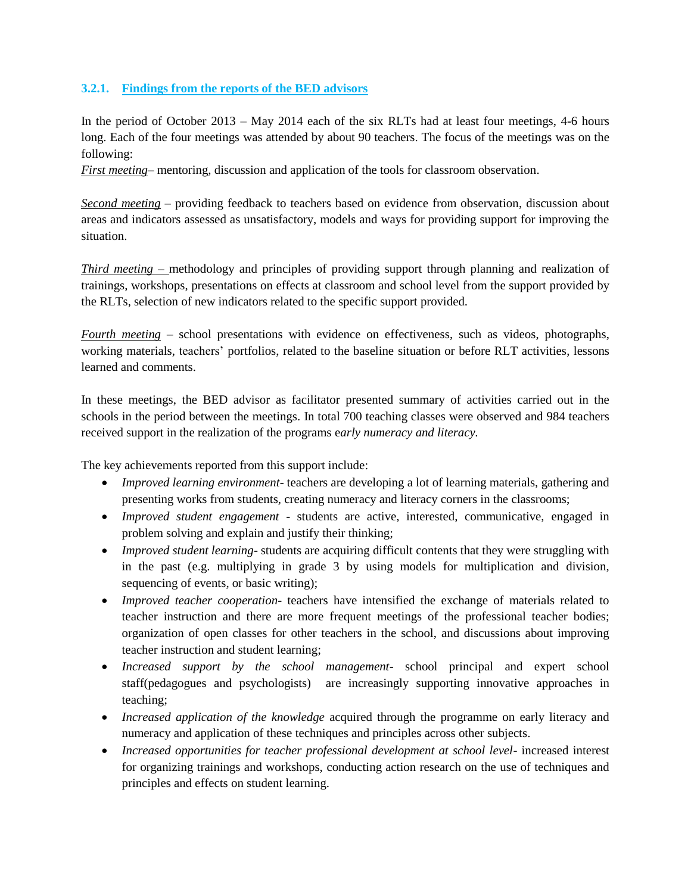### 3.2.1. Findings from the reports of the BED advisors

In the period of October 2013 – May 2014 each of the six RLTs had at least four meetings, 4-6 hours long. Each of the four meetings was attended by about 90 teachers. The focus of the meetings was on the following:

*First meeting*– mentoring, discussion and application of the tools for classroom observation.

*Second meeting* – providing feedback to teachers based on evidence from observation, discussion about areas and indicators assessed as unsatisfactory, models and ways for providing support for improving the situation.

*Third meeting –* methodology and principles of providing support through planning and realization of trainings, workshops, presentations on effects at classroom and school level from the support provided by the RLTs, selection of new indicators related to the specific support provided.

*Fourth meeting* – school presentations with evidence on effectiveness, such as videos, photographs, working materials, teachers' portfolios, related to the baseline situation or before RLT activities, lessons learned and comments.

In these meetings, the BED advisor as facilitator presented summary of activities carried out in the schools in the period between the meetings. In total 700 teaching classes were observed and 984 teachers received support in the realization of the programs e*arly numeracy and literacy.*

The key achievements reported from this support include:

- *Improved learning environment*- teachers are developing a lot of learning materials, gathering and presenting works from students, creating numeracy and literacy corners in the classrooms;
- *Improved student engagement* - students are active, interested, communicative, engaged in problem solving and explain and justify their thinking;
- *Improved student learning*- students are acquiring difficult contents that they were struggling with in the past (e.g. multiplying in grade 3 by using models for multiplication and division, sequencing of events, or basic writing);
- *Improved teacher cooperation*- teachers have intensified the exchange of materials related to teacher instruction and there are more frequent meetings of the professional teacher bodies; organization of open classes for other teachers in the school, and discussions about improving teacher instruction and student learning;
- *Increased support by the school management*- school principal and expert school staff(pedagogues and psychologists) are increasingly supporting innovative approaches in teaching;
- *Increased application of the knowledge* acquired through the programme on early literacy and numeracy and application of these techniques and principles across other subjects.
- *Increased opportunities for teacher professional development at school level*- increased interest for organizing trainings and workshops, conducting action research on the use of techniques and principles and effects on student learning.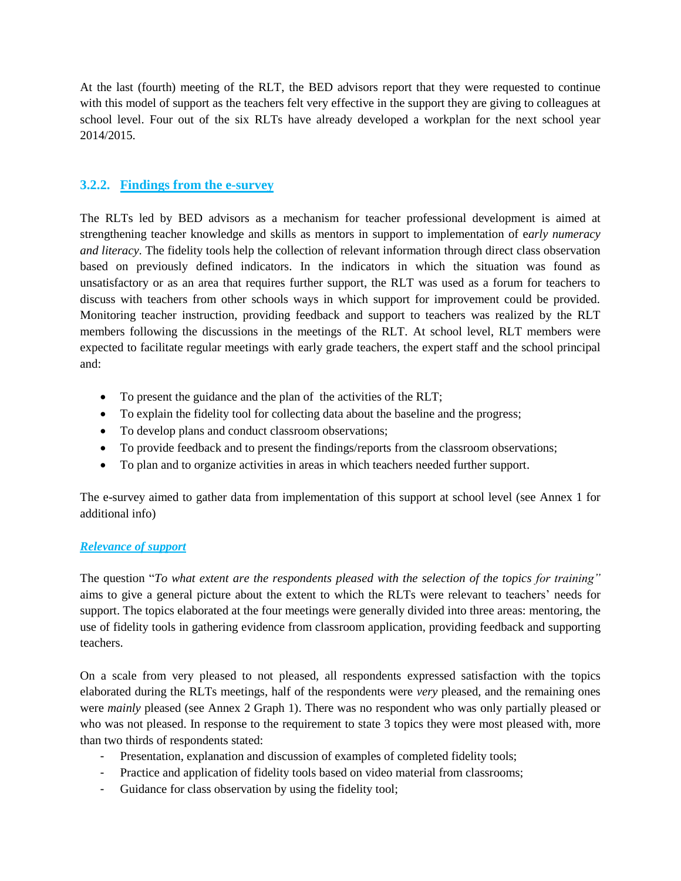At the last (fourth) meeting of the RLT, the BED advisors report that they were requested to continue with this model of support as the teachers felt very effective in the support they are giving to colleagues at school level. Four out of the six RLTs have already developed a workplan for the next school year 2014/2015.

### 3.2.2. Findings from the e-survey

The RLTs led by BED advisors as a mechanism for teacher professional development is aimed at strengthening teacher knowledge and skills as mentors in support to implementation of *early numeracy and literacy*. The fidelity tools help the collection of relevant information through direct class observation based on previously defined indicators. In the indicators in which the situation was found as unsatisfactory or as an area that requires further support, the RLT was used as a forum for teachers to discuss with teachers from other schools ways in which support for improvement could be provided. Monitoring teacher instruction, providing feedback and support to teachers was realized by the RLT members following the discussions in the meetings of the RLT. At school level, RLT members were expected to facilitate regular meetings with early grade teachers, the expert staff and the school principal and:

- To present the guidance and the plan of the activities of the RLT;
- To explain the fidelity tool for collecting data about the baseline and the progress;
- To develop plans and conduct classroom observations;
- To provide feedback and to present the findings/reports from the classroom observations;
- To plan and to organize activities in areas in which teachers needed further support.

The e-survey aimed to gather data from implementation of this support at school level (see Annex 1 for additional info)

***Relevance of support***

The question "*To what extent are the respondents pleased with the selection of the topics for training"* aims to give a general picture about the extent to which the RLTs were relevant to teachers' needs for support. The topics elaborated at the four meetings were generally divided into three areas: mentoring, the use of fidelity tools in gathering evidence from classroom application, providing feedback and supporting teachers.

On a scale from very pleased to not pleased, all respondents expressed satisfaction with the topics elaborated during the RLTs meetings, half of the respondents were *very* pleased, and the remaining ones were *mainly* pleased (see Annex 2 Graph 1). There was no respondent who was only partially pleased or who was not pleased. In response to the requirement to state 3 topics they were most pleased with, more than two thirds of respondents stated:

- Presentation, explanation and discussion of examples of completed fidelity tools;
- Practice and application of fidelity tools based on video material from classrooms;
- Guidance for class observation by using the fidelity tool;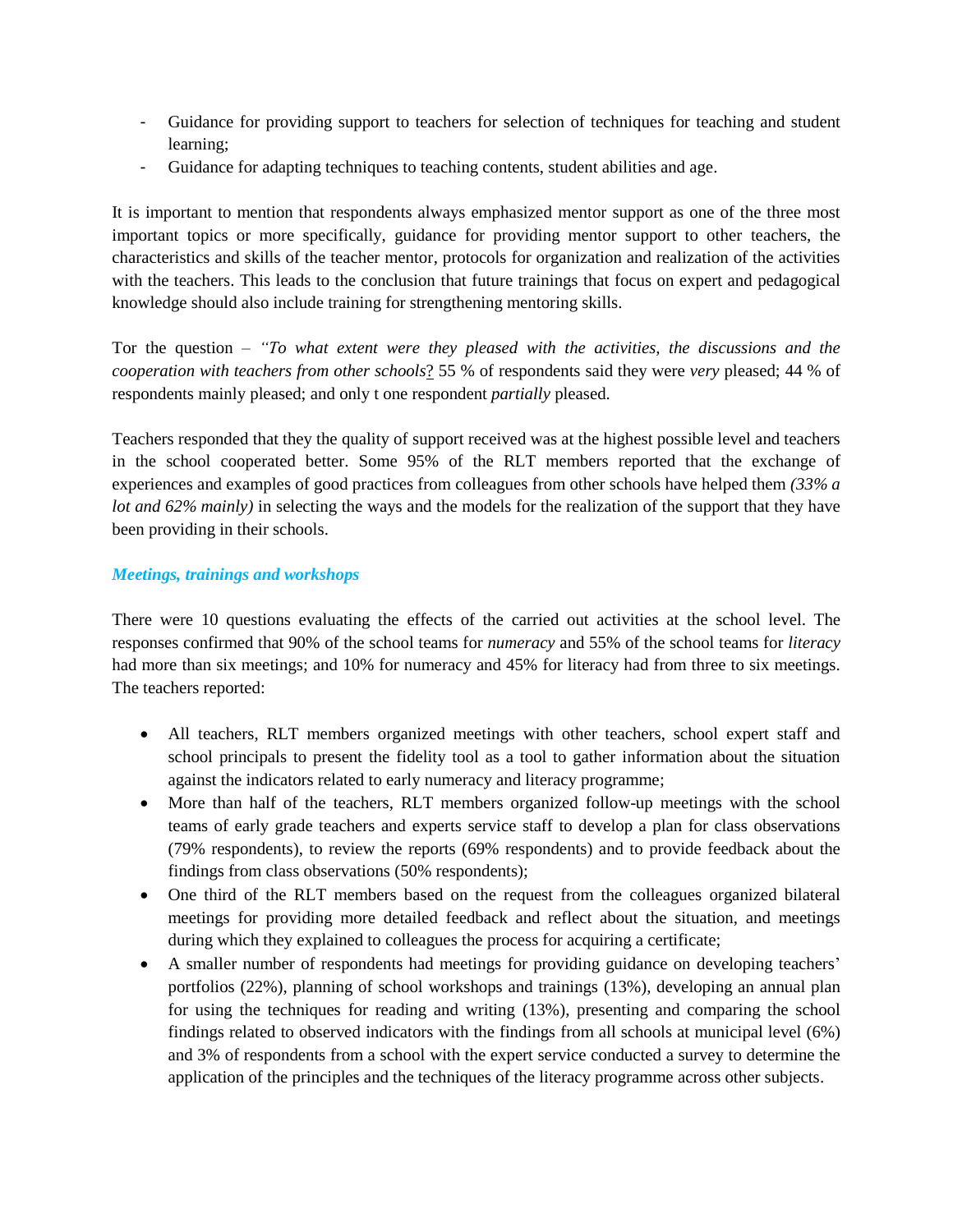- Guidance for providing support to teachers for selection of techniques for teaching and student learning;
- Guidance for adapting techniques to teaching contents, student abilities and age.

It is important to mention that respondents always emphasized mentor support as one of the three most important topics or more specifically, guidance for providing mentor support to other teachers, the characteristics and skills of the teacher mentor, protocols for organization and realization of the activities with the teachers. This leads to the conclusion that future trainings that focus on expert and pedagogical knowledge should also include training for strengthening mentoring skills.

Tor the question – *"To what extent were they pleased with the activities, the discussions and the cooperation with teachers from other schools*? 55 % of respondents said they were *very* pleased; 44 % of respondents mainly pleased; and only t one respondent *partially* pleased.

Teachers responded that they the quality of support received was at the highest possible level and teachers in the school cooperated better. Some 95% of the RLT members reported that the exchange of experiences and examples of good practices from colleagues from other schools have helped them *(33% a lot and 62% mainly)* in selecting the ways and the models for the realization of the support that they have been providing in their schools.

### *Meetings, trainings and workshops*

There were 10 questions evaluating the effects of the carried out activities at the school level. The responses confirmed that 90% of the school teams for *numeracy* and 55% of the school teams for *literacy* had more than six meetings; and 10% for numeracy and 45% for literacy had from three to six meetings. The teachers reported:

- All teachers, RLT members organized meetings with other teachers, school expert staff and school principals to present the fidelity tool as a tool to gather information about the situation against the indicators related to early numeracy and literacy programme;
- More than half of the teachers, RLT members organized follow-up meetings with the school teams of early grade teachers and experts service staff to develop a plan for class observations (79% respondents), to review the reports (69% respondents) and to provide feedback about the findings from class observations (50% respondents);
- One third of the RLT members based on the request from the colleagues organized bilateral meetings for providing more detailed feedback and reflect about the situation, and meetings during which they explained to colleagues the process for acquiring a certificate;
- A smaller number of respondents had meetings for providing guidance on developing teachers' portfolios (22%), planning of school workshops and trainings (13%), developing an annual plan for using the techniques for reading and writing (13%), presenting and comparing the school findings related to observed indicators with the findings from all schools at municipal level (6%) and 3% of respondents from a school with the expert service conducted a survey to determine the application of the principles and the techniques of the literacy programme across other subjects.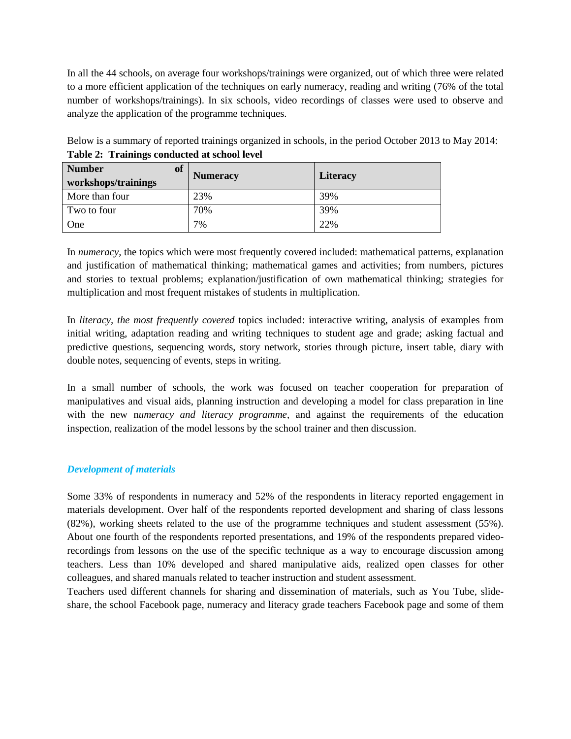In all the 44 schools, on average four workshops/trainings were organized, out of which three were related to a more efficient application of the techniques on early numeracy, reading and writing (76% of the total number of workshops/trainings). In six schools, video recordings of classes were used to observe and analyze the application of the programme techniques.

Below is a summary of reported trainings organized in schools, in the period October 2013 to May 2014:

**Table 2: Trainings conducted at school level**

| Number of workshops/trainings | Numeracy | Literacy |
|---|---|---|
| More than four | 23% | 39% |
| Two to four | 70% | 39% |
| One | 7% | 22% |

In *numeracy*, the topics which were most frequently covered included: mathematical patterns, explanation and justification of mathematical thinking; mathematical games and activities; from numbers, pictures and stories to textual problems; explanation/justification of own mathematical thinking; strategies for multiplication and most frequent mistakes of students in multiplication.

In *literacy, the most frequently covered* topics included: interactive writing, analysis of examples from initial writing, adaptation reading and writing techniques to student age and grade; asking factual and predictive questions, sequencing words, story network, stories through picture, insert table, diary with double notes, sequencing of events, steps in writing.

In a small number of schools, the work was focused on teacher cooperation for preparation of manipulatives and visual aids, planning instruction and developing a model for class preparation in line with the new n*umeracy and literacy programme*, and against the requirements of the education inspection, realization of the model lessons by the school trainer and then discussion.

### *Development of materials*

Some 33% of respondents in numeracy and 52% of the respondents in literacy reported engagement in materials development. Over half of the respondents reported development and sharing of class lessons (82%), working sheets related to the use of the programme techniques and student assessment (55%). About one fourth of the respondents reported presentations, and 19% of the respondents prepared video-recordings from lessons on the use of the specific technique as a way to encourage discussion among teachers. Less than 10% developed and shared manipulative aids, realized open classes for other colleagues, and shared manuals related to teacher instruction and student assessment.

Teachers used different channels for sharing and dissemination of materials, such as You Tube, slide-share, the school Facebook page, numeracy and literacy grade teachers Facebook page and some of them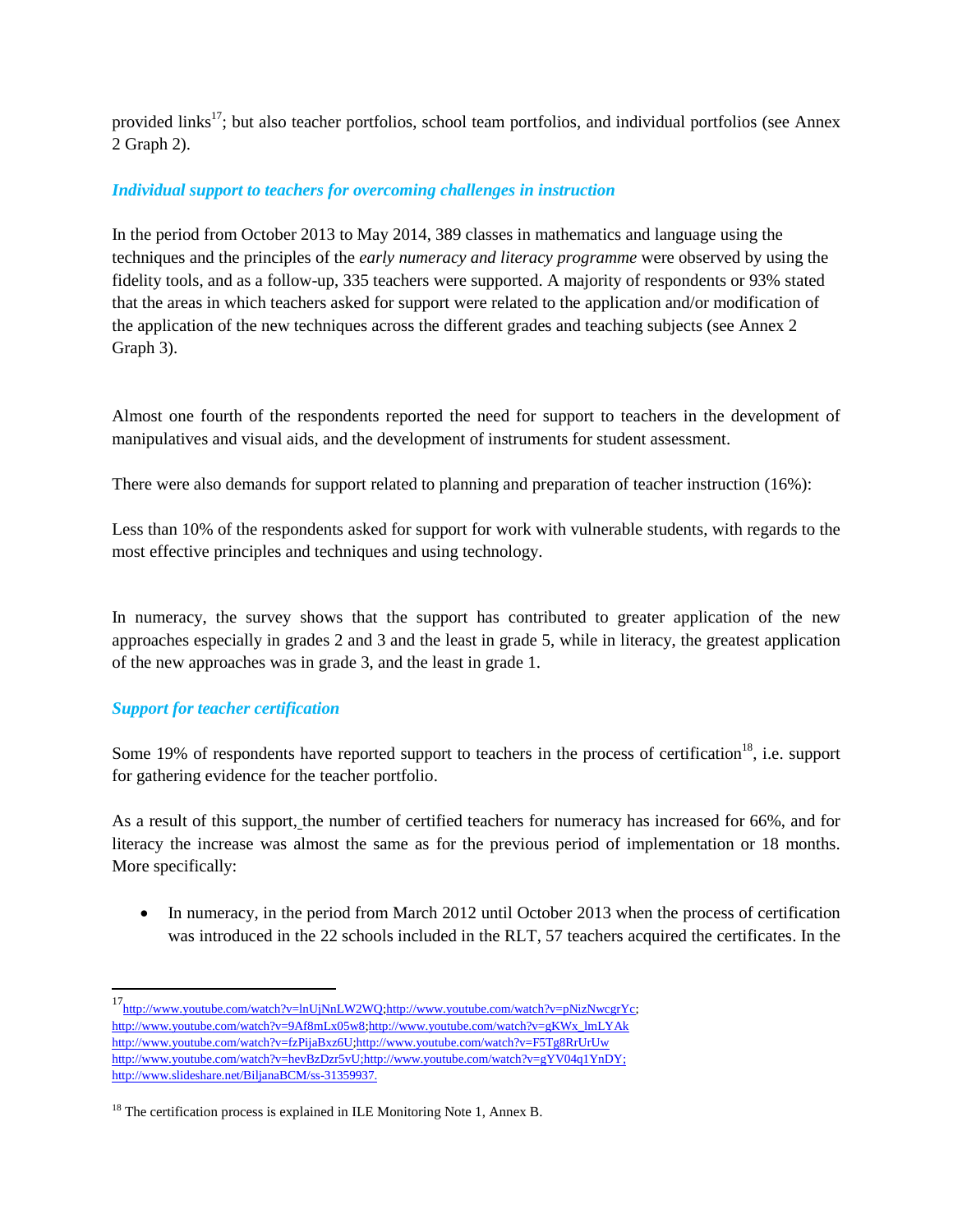provided links[17]; but also teacher portfolios, school team portfolios, and individual portfolios (see Annex 2 Graph 2).

### *Individual support to teachers for overcoming challenges in instruction*

In the period from October 2013 to May 2014, 389 classes in mathematics and language using the techniques and the principles of the *early numeracy and literacy programme* were observed by using the fidelity tools, and as a follow-up, 335 teachers were supported. A majority of respondents or 93% stated that the areas in which teachers asked for support were related to the application and/or modification of the application of the new techniques across the different grades and teaching subjects (see Annex 2 Graph 3).

Almost one fourth of the respondents reported the need for support to teachers in the development of manipulatives and visual aids, and the development of instruments for student assessment.

There were also demands for support related to planning and preparation of teacher instruction (16%):

Less than 10% of the respondents asked for support for work with vulnerable students, with regards to the most effective principles and techniques and using technology.

In numeracy, the survey shows that the support has contributed to greater application of the new approaches especially in grades 2 and 3 and the least in grade 5, while in literacy, the greatest application of the new approaches was in grade 3, and the least in grade 1.

### *Support for teacher certification*

Some 19% of respondents have reported support to teachers in the process of certification[18], i.e. support for gathering evidence for the teacher portfolio.

As a result of this support, the number of certified teachers for numeracy has increased for 66%, and for literacy the increase was almost the same as for the previous period of implementation or 18 months. More specifically:

- In numeracy, in the period from March 2012 until October 2013 when the process of certification was introduced in the 22 schools included in the RLT, 57 teachers acquired the certificates. In the

---

[17] http://www.youtube.com/watch?v=lnUjNnLW2WQ;http://www.youtube.com/watch?v=pNizNwcgrYc; http://www.youtube.com/watch?v=9Af8mLx05w8;http://www.youtube.com/watch?v=gKWx_lmLYAk http://www.youtube.com/watch?v=fzPijaBxz6U;http://www.youtube.com/watch?v=F5Tg8RrUrUw http://www.youtube.com/watch?v=hevBzDzr5vU;http://www.youtube.com/watch?v=gYV04q1YnDY; http://www.slideshare.net/BiljanaBCM/ss-31359937.

[18] The certification process is explained in ILE Monitoring Note 1, Annex B.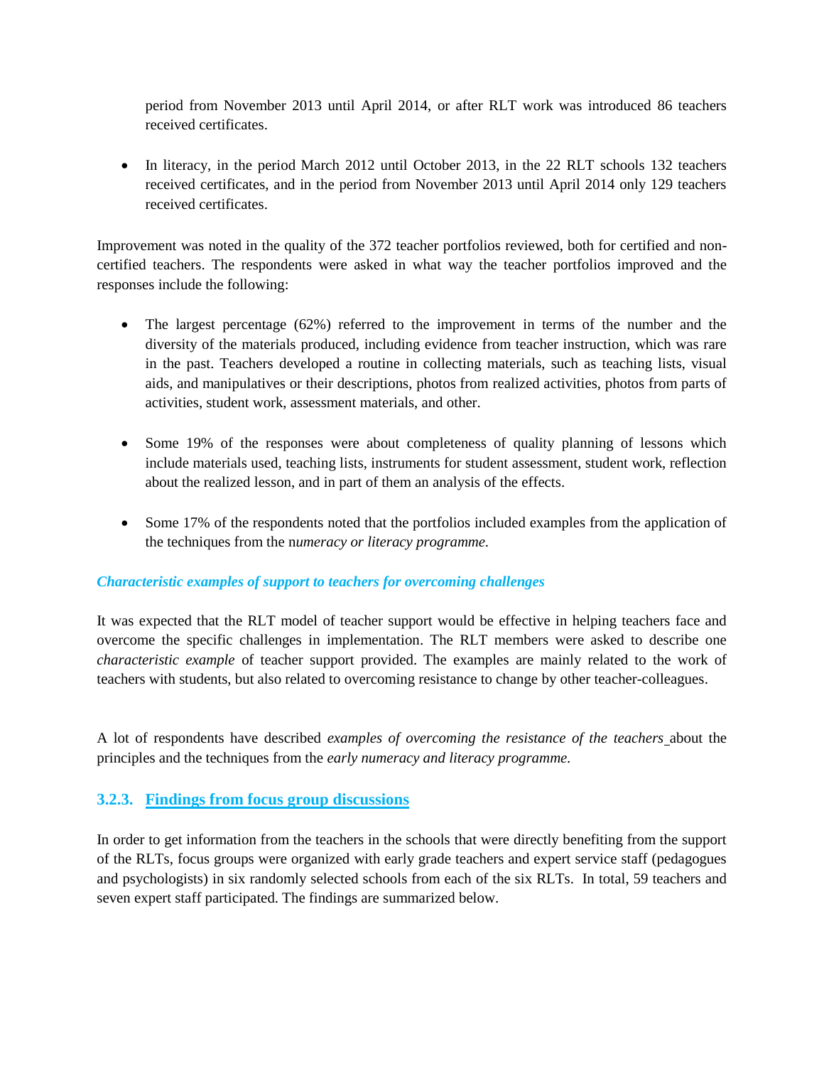period from November 2013 until April 2014, or after RLT work was introduced 86 teachers received certificates.

- In literacy, in the period March 2012 until October 2013, in the 22 RLT schools 132 teachers received certificates, and in the period from November 2013 until April 2014 only 129 teachers received certificates.

Improvement was noted in the quality of the 372 teacher portfolios reviewed, both for certified and non-certified teachers. The respondents were asked in what way the teacher portfolios improved and the responses include the following:

- The largest percentage (62%) referred to the improvement in terms of the number and the diversity of the materials produced, including evidence from teacher instruction, which was rare in the past. Teachers developed a routine in collecting materials, such as teaching lists, visual aids, and manipulatives or their descriptions, photos from realized activities, photos from parts of activities, student work, assessment materials, and other.

- Some 19% of the responses were about completeness of quality planning of lessons which include materials used, teaching lists, instruments for student assessment, student work, reflection about the realized lesson, and in part of them an analysis of the effects.

- Some 17% of the respondents noted that the portfolios included examples from the application of the techniques from the n*umeracy or literacy programme.*

***Characteristic examples of support to teachers for overcoming challenges***

It was expected that the RLT model of teacher support would be effective in helping teachers face and overcome the specific challenges in implementation. The RLT members were asked to describe one *characteristic example* of teacher support provided. The examples are mainly related to the work of teachers with students, but also related to overcoming resistance to change by other teacher-colleagues.

A lot of respondents have described *examples of overcoming the resistance of the teachers* about the principles and the techniques from the *early numeracy and literacy programme.*

### 3.2.3. Findings from focus group discussions

In order to get information from the teachers in the schools that were directly benefiting from the support of the RLTs, focus groups were organized with early grade teachers and expert service staff (pedagogues and psychologists) in six randomly selected schools from each of the six RLTs. In total, 59 teachers and seven expert staff participated. The findings are summarized below.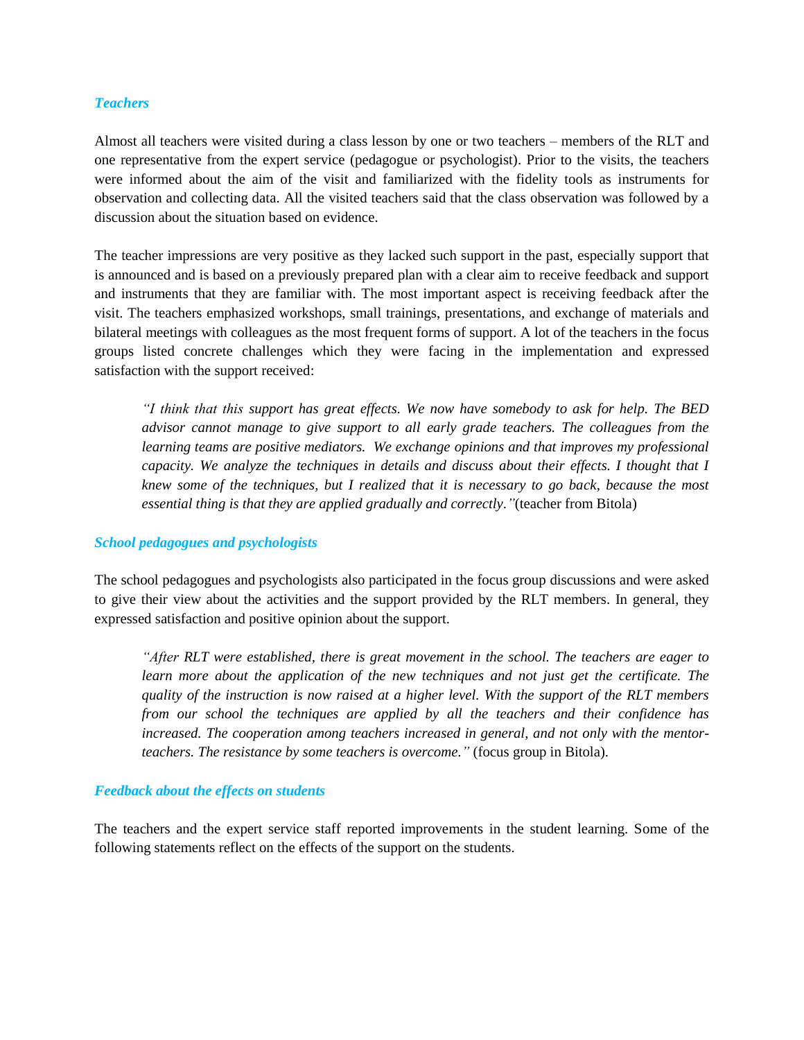### *Teachers*

Almost all teachers were visited during a class lesson by one or two teachers – members of the RLT and one representative from the expert service (pedagogue or psychologist). Prior to the visits, the teachers were informed about the aim of the visit and familiarized with the fidelity tools as instruments for observation and collecting data. All the visited teachers said that the class observation was followed by a discussion about the situation based on evidence.

The teacher impressions are very positive as they lacked such support in the past, especially support that is announced and is based on a previously prepared plan with a clear aim to receive feedback and support and instruments that they are familiar with. The most important aspect is receiving feedback after the visit. The teachers emphasized workshops, small trainings, presentations, and exchange of materials and bilateral meetings with colleagues as the most frequent forms of support. A lot of the teachers in the focus groups listed concrete challenges which they were facing in the implementation and expressed satisfaction with the support received:

> *"I think that this support has great effects. We now have somebody to ask for help. The BED advisor cannot manage to give support to all early grade teachers. The colleagues from the learning teams are positive mediators. We exchange opinions and that improves my professional capacity. We analyze the techniques in details and discuss about their effects. I thought that I knew some of the techniques, but I realized that it is necessary to go back, because the most essential thing is that they are applied gradually and correctly."*(teacher from Bitola)

### *School pedagogues and psychologists*

The school pedagogues and psychologists also participated in the focus group discussions and were asked to give their view about the activities and the support provided by the RLT members. In general, they expressed satisfaction and positive opinion about the support.

> *"After RLT were established, there is great movement in the school. The teachers are eager to learn more about the application of the new techniques and not just get the certificate. The quality of the instruction is now raised at a higher level. With the support of the RLT members from our school the techniques are applied by all the teachers and their confidence has increased. The cooperation among teachers increased in general, and not only with the mentor-teachers. The resistance by some teachers is overcome."* (focus group in Bitola).

### *Feedback about the effects on students*

The teachers and the expert service staff reported improvements in the student learning. Some of the following statements reflect on the effects of the support on the students.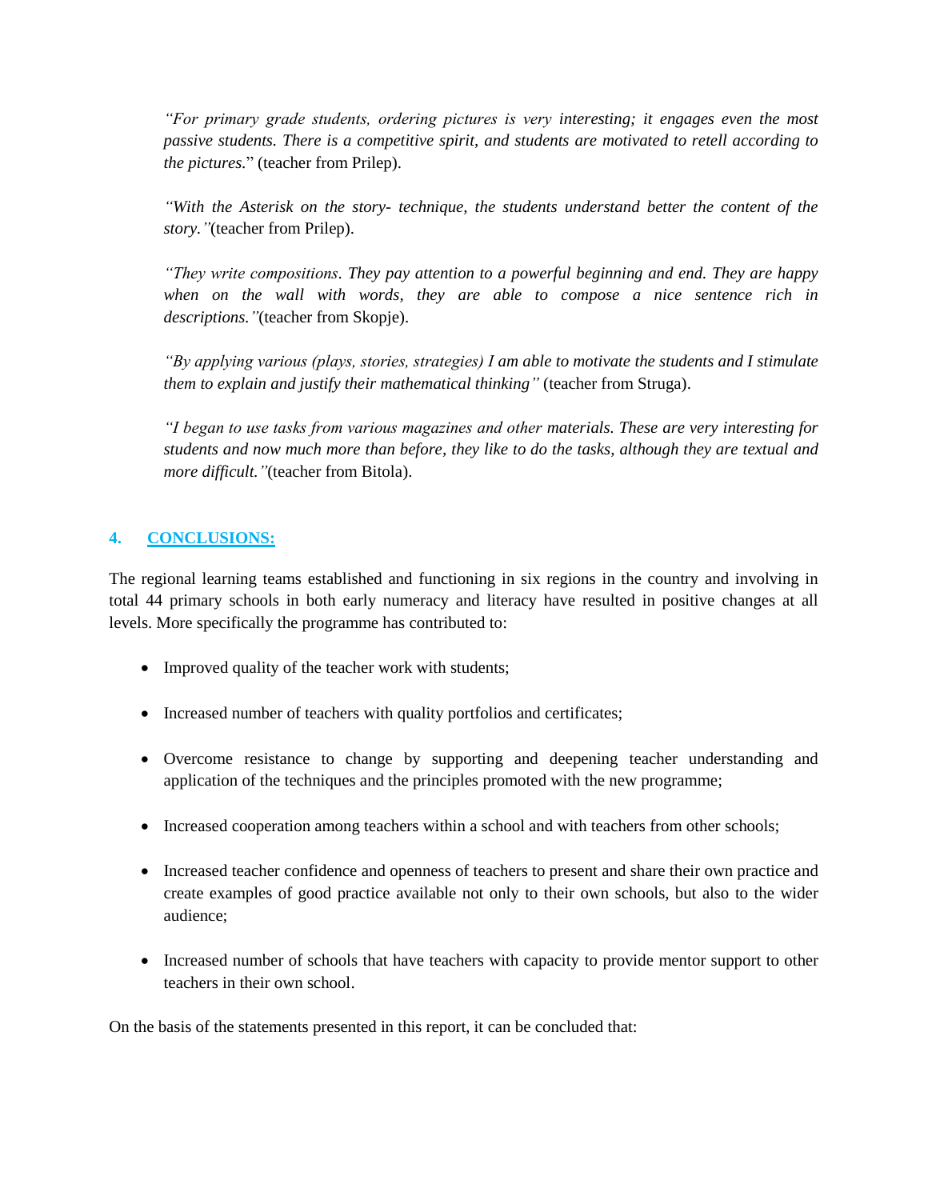*"For primary grade students, ordering pictures is very interesting; it engages even the most passive students. There is a competitive spirit, and students are motivated to retell according to the pictures.*" (teacher from Prilep).

*"With the Asterisk on the story- technique, the students understand better the content of the story."*(teacher from Prilep).

*"They write compositions. They pay attention to a powerful beginning and end. They are happy when on the wall with words, they are able to compose a nice sentence rich in descriptions."*(teacher from Skopje).

*"By applying various (plays, stories, strategies) I am able to motivate the students and I stimulate them to explain and justify their mathematical thinking"* (teacher from Struga).

*"I began to use tasks from various magazines and other materials. These are very interesting for students and now much more than before, they like to do the tasks, although they are textual and more difficult."*(teacher from Bitola).

## 4. CONCLUSIONS:

The regional learning teams established and functioning in six regions in the country and involving in total 44 primary schools in both early numeracy and literacy have resulted in positive changes at all levels. More specifically the programme has contributed to:

- Improved quality of the teacher work with students;
- Increased number of teachers with quality portfolios and certificates;
- Overcome resistance to change by supporting and deepening teacher understanding and application of the techniques and the principles promoted with the new programme;
- Increased cooperation among teachers within a school and with teachers from other schools;
- Increased teacher confidence and openness of teachers to present and share their own practice and create examples of good practice available not only to their own schools, but also to the wider audience;
- Increased number of schools that have teachers with capacity to provide mentor support to other teachers in their own school.

On the basis of the statements presented in this report, it can be concluded that: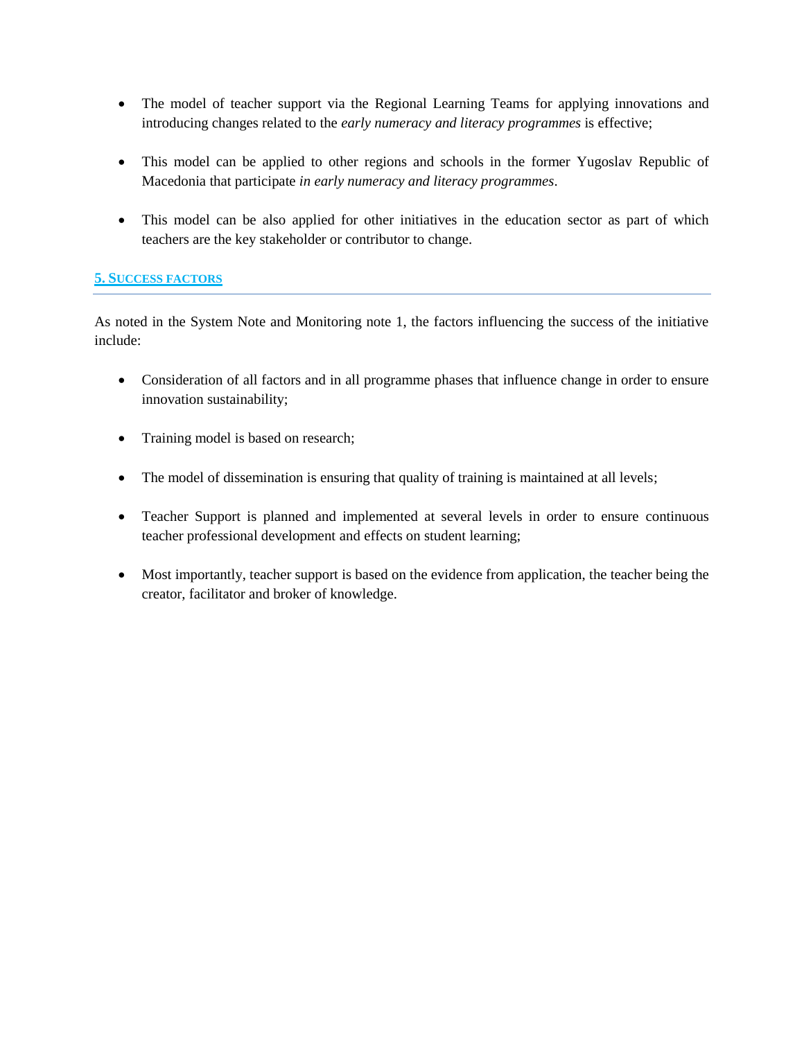- The model of teacher support via the Regional Learning Teams for applying innovations and introducing changes related to the *early numeracy and literacy programmes* is effective;

- This model can be applied to other regions and schools in the former Yugoslav Republic of Macedonia that participate *in early numeracy and literacy programmes*.

- This model can be also applied for other initiatives in the education sector as part of which teachers are the key stakeholder or contributor to change.

## 5. Success factors

As noted in the System Note and Monitoring note 1, the factors influencing the success of the initiative include:

- Consideration of all factors and in all programme phases that influence change in order to ensure innovation sustainability;

- Training model is based on research;

- The model of dissemination is ensuring that quality of training is maintained at all levels;

- Teacher Support is planned and implemented at several levels in order to ensure continuous teacher professional development and effects on student learning;

- Most importantly, teacher support is based on the evidence from application, the teacher being the creator, facilitator and broker of knowledge.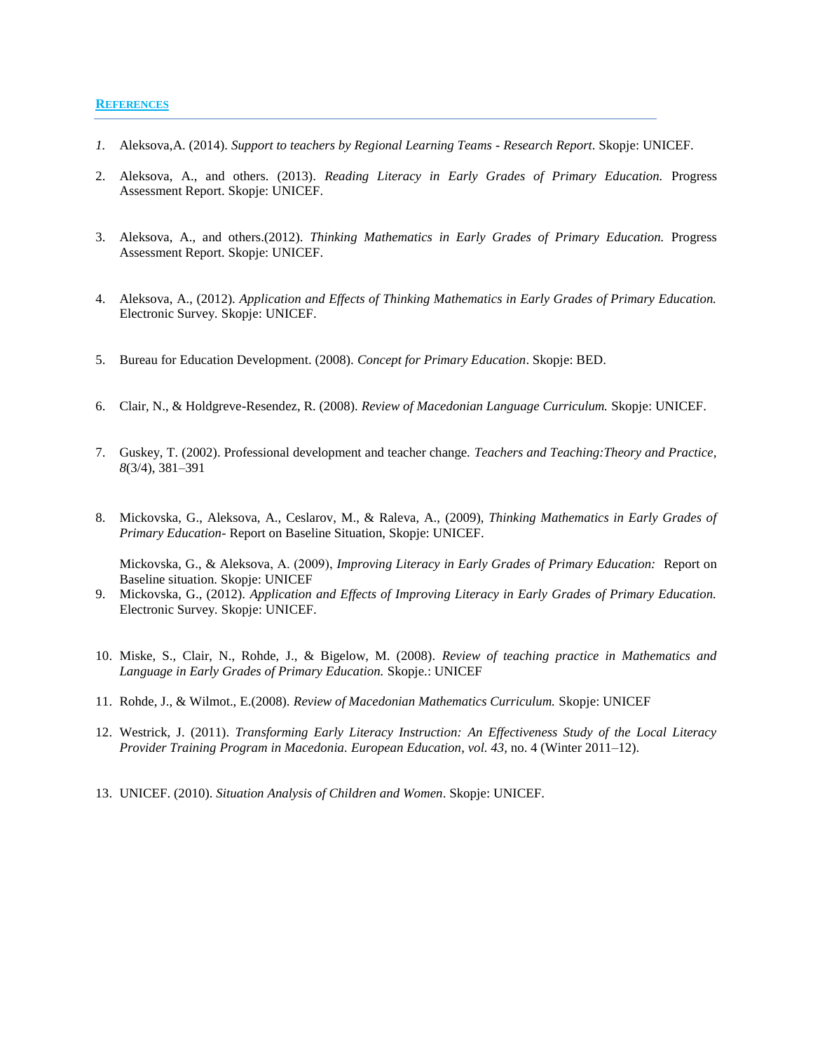## REFERENCES

1. Aleksova,A. (2014). *Support to teachers by Regional Learning Teams - Research Report*. Skopje: UNICEF.

2. Aleksova, A., and others. (2013). *Reading Literacy in Early Grades of Primary Education.* Progress Assessment Report. Skopje: UNICEF.

3. Aleksova, A., and others.(2012). *Thinking Mathematics in Early Grades of Primary Education.* Progress Assessment Report. Skopje: UNICEF.

4. Aleksova, A., (2012). *Application and Effects of Thinking Mathematics in Early Grades of Primary Education.* Electronic Survey. Skopje: UNICEF.

5. Bureau for Education Development. (2008). *Concept for Primary Education*. Skopje: BED.

6. Clair, N., & Holdgreve-Resendez, R. (2008). *Review of Macedonian Language Curriculum.* Skopje: UNICEF.

7. Guskey, T. (2002). Professional development and teacher change. *Teachers and Teaching:Theory and Practice, 8*(3/4), 381–391

8. Mickovska, G., Aleksova, A., Ceslarov, M., & Raleva, A., (2009), *Thinking Mathematics in Early Grades of Primary Education*- Report on Baseline Situation, Skopje: UNICEF.

   Mickovska, G., & Aleksova, A. (2009), *Improving Literacy in Early Grades of Primary Education:* Report on Baseline situation. Skopje: UNICEF

9. Mickovska, G., (2012). *Application and Effects of Improving Literacy in Early Grades of Primary Education.* Electronic Survey. Skopje: UNICEF.

10. Miske, S., Clair, N., Rohde, J., & Bigelow, M. (2008). *Review of teaching practice in Mathematics and Language in Early Grades of Primary Education.* Skopje.: UNICEF

11. Rohde, J., & Wilmot., E.(2008). *Review of Macedonian Mathematics Curriculum.* Skopje: UNICEF

12. Westrick, J. (2011). *Transforming Early Literacy Instruction: An Effectiveness Study of the Local Literacy Provider Training Program in Macedonia. European Education, vol. 43,* no. 4 (Winter 2011–12).

13. UNICEF. (2010). *Situation Analysis of Children and Women*. Skopje: UNICEF.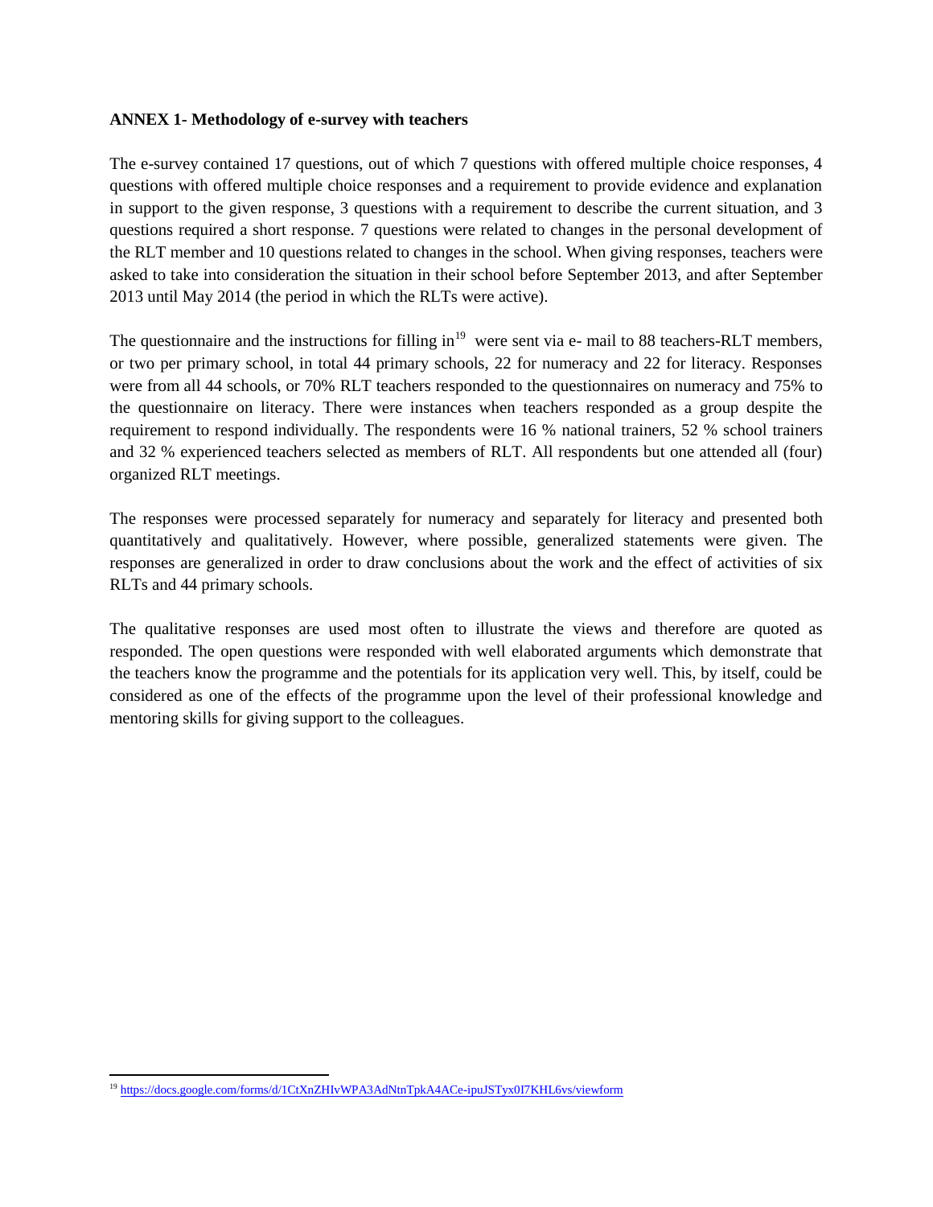**ANNEX 1- Methodology of e-survey with teachers**

The e-survey contained 17 questions, out of which 7 questions with offered multiple choice responses, 4 questions with offered multiple choice responses and a requirement to provide evidence and explanation in support to the given response, 3 questions with a requirement to describe the current situation, and 3 questions required a short response. 7 questions were related to changes in the personal development of the RLT member and 10 questions related to changes in the school. When giving responses, teachers were asked to take into consideration the situation in their school before September 2013, and after September 2013 until May 2014 (the period in which the RLTs were active).

The questionnaire and the instructions for filling in[19] were sent via e- mail to 88 teachers-RLT members, or two per primary school, in total 44 primary schools, 22 for numeracy and 22 for literacy. Responses were from all 44 schools, or 70% RLT teachers responded to the questionnaires on numeracy and 75% to the questionnaire on literacy. There were instances when teachers responded as a group despite the requirement to respond individually. The respondents were 16 % national trainers, 52 % school trainers and 32 % experienced teachers selected as members of RLT. All respondents but one attended all (four) organized RLT meetings.

The responses were processed separately for numeracy and separately for literacy and presented both quantitatively and qualitatively. However, where possible, generalized statements were given. The responses are generalized in order to draw conclusions about the work and the effect of activities of six RLTs and 44 primary schools.

The qualitative responses are used most often to illustrate the views and therefore are quoted as responded. The open questions were responded with well elaborated arguments which demonstrate that the teachers know the programme and the potentials for its application very well. This, by itself, could be considered as one of the effects of the programme upon the level of their professional knowledge and mentoring skills for giving support to the colleagues.

[19] https://docs.google.com/forms/d/1CtXnZHIvWPA3AdNtnTpkA4ACe-ipuJSTyx0I7KHL6vs/viewform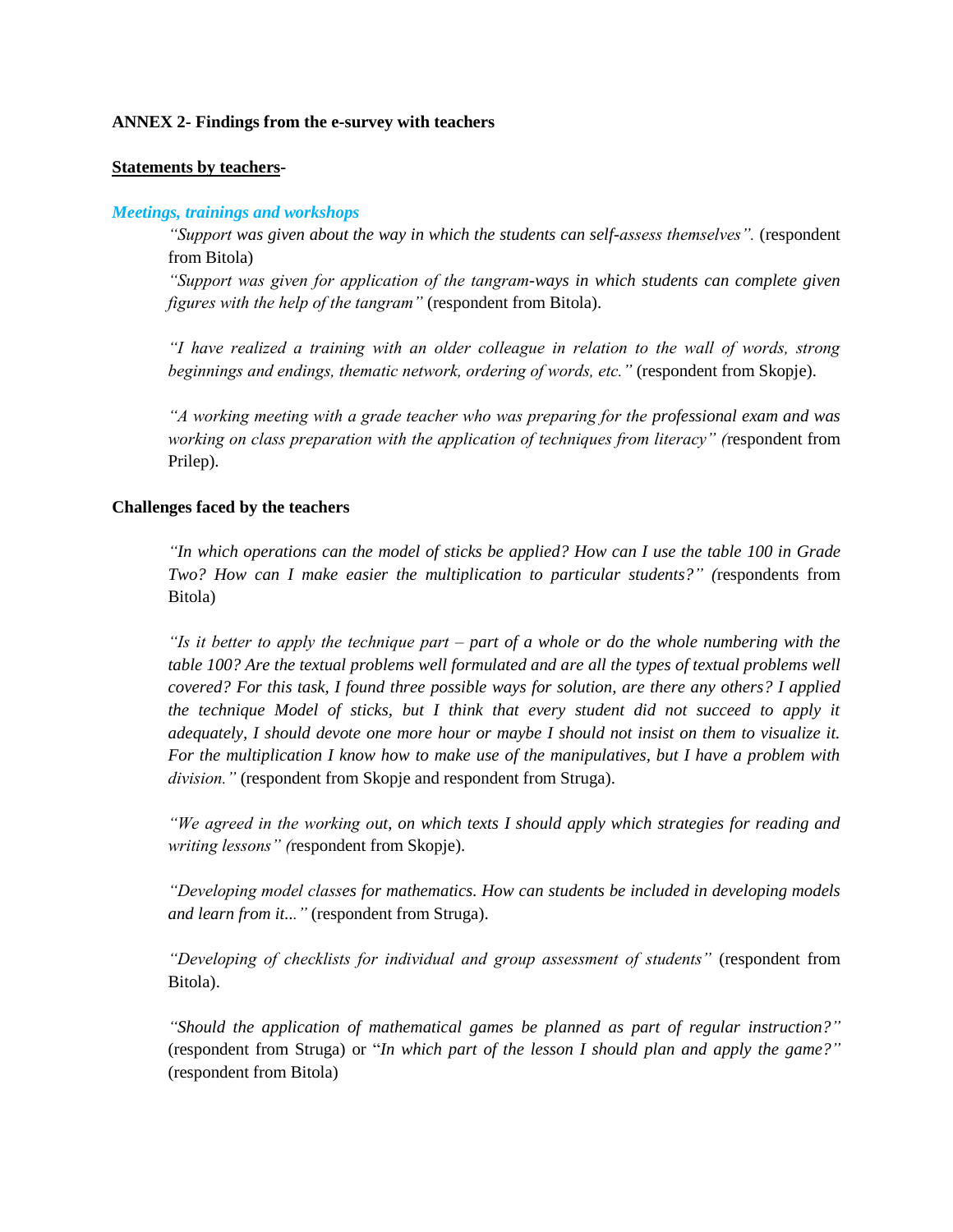**ANNEX 2- Findings from the e-survey with teachers**

**<u>Statements by teachers</u>-**

***Meetings, trainings and workshops***

*"Support was given about the way in which the students can self-assess themselves".* (respondent from Bitola)

*"Support was given for application of the tangram-ways in which students can complete given figures with the help of the tangram"* (respondent from Bitola).

*"I have realized a training with an older colleague in relation to the wall of words, strong beginnings and endings, thematic network, ordering of words, etc."* (respondent from Skopje).

*"A working meeting with a grade teacher who was preparing for the professional exam and was working on class preparation with the application of techniques from literacy" (*respondent from Prilep).

**Challenges faced by the teachers**

*"In which operations can the model of sticks be applied? How can I use the table 100 in Grade Two? How can I make easier the multiplication to particular students?" (*respondents from Bitola)

*"Is it better to apply the technique part – part of a whole or do the whole numbering with the table 100? Are the textual problems well formulated and are all the types of textual problems well covered? For this task, I found three possible ways for solution, are there any others? I applied the technique Model of sticks, but I think that every student did not succeed to apply it adequately, I should devote one more hour or maybe I should not insist on them to visualize it. For the multiplication I know how to make use of the manipulatives, but I have a problem with division."* (respondent from Skopje and respondent from Struga).

*"We agreed in the working out, on which texts I should apply which strategies for reading and writing lessons" (*respondent from Skopje).

*"Developing model classes for mathematics. How can students be included in developing models and learn from it..."* (respondent from Struga).

*"Developing of checklists for individual and group assessment of students"* (respondent from Bitola).

*"Should the application of mathematical games be planned as part of regular instruction?"* (respondent from Struga) or "*In which part of the lesson I should plan and apply the game?"* (respondent from Bitola)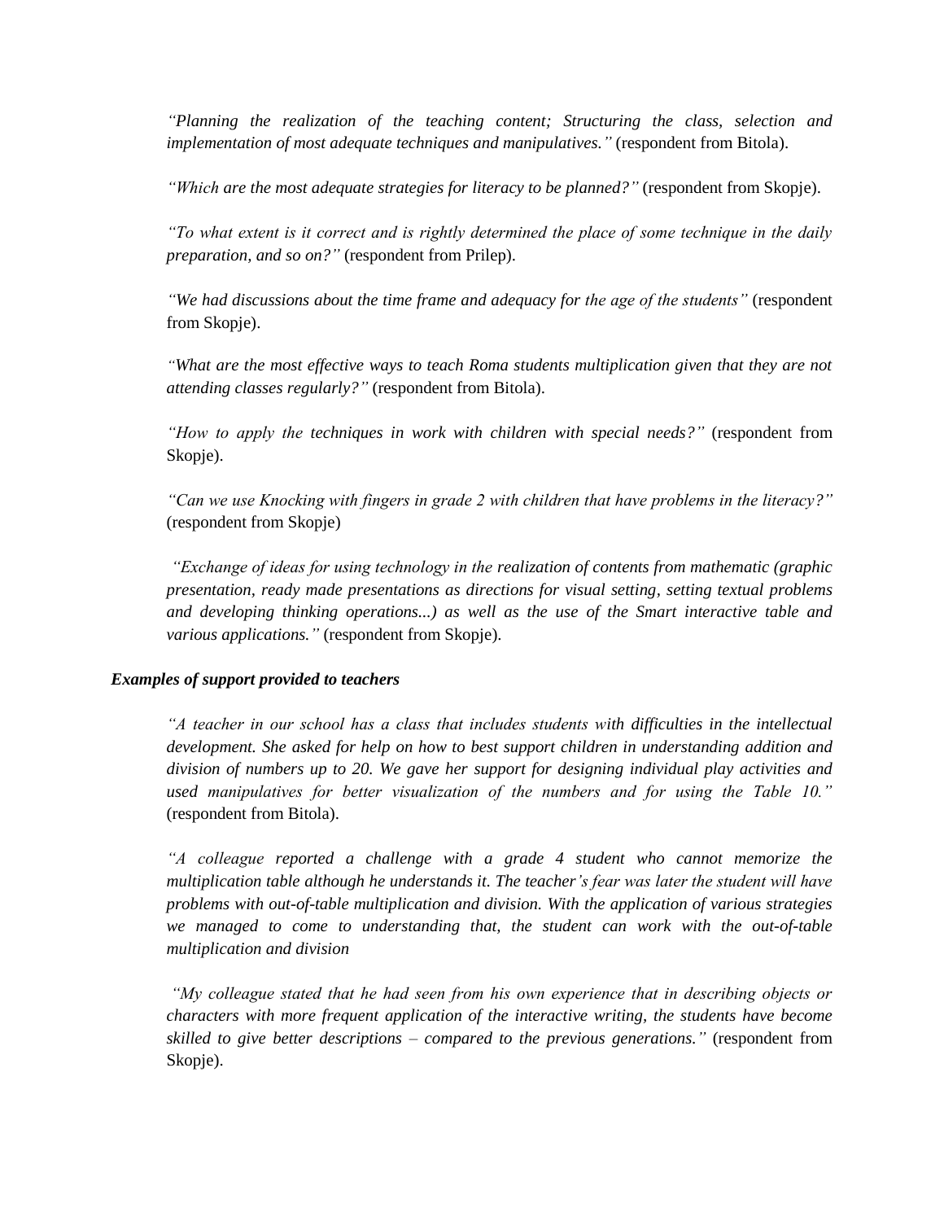*"Planning the realization of the teaching content; Structuring the class, selection and implementation of most adequate techniques and manipulatives."* (respondent from Bitola).

*"Which are the most adequate strategies for literacy to be planned?"* (respondent from Skopje).

*"To what extent is it correct and is rightly determined the place of some technique in the daily preparation, and so on?"* (respondent from Prilep).

*"We had discussions about the time frame and adequacy for the age of the students"* (respondent from Skopje).

*"What are the most effective ways to teach Roma students multiplication given that they are not attending classes regularly?"* (respondent from Bitola).

*"How to apply the techniques in work with children with special needs?"* (respondent from Skopje).

*"Can we use Knocking with fingers in grade 2 with children that have problems in the literacy?"* (respondent from Skopje)

*"Exchange of ideas for using technology in the realization of contents from mathematic (graphic presentation, ready made presentations as directions for visual setting, setting textual problems and developing thinking operations...) as well as the use of the Smart interactive table and various applications."* (respondent from Skopje).

***Examples of support provided to teachers***

*"A teacher in our school has a class that includes students with difficulties in the intellectual development. She asked for help on how to best support children in understanding addition and division of numbers up to 20. We gave her support for designing individual play activities and used manipulatives for better visualization of the numbers and for using the Table 10."* (respondent from Bitola).

*"A colleague reported a challenge with a grade 4 student who cannot memorize the multiplication table although he understands it. The teacher's fear was later the student will have problems with out-of-table multiplication and division. With the application of various strategies we managed to come to understanding that, the student can work with the out-of-table multiplication and division*

*"My colleague stated that he had seen from his own experience that in describing objects or characters with more frequent application of the interactive writing, the students have become skilled to give better descriptions – compared to the previous generations."* (respondent from Skopje).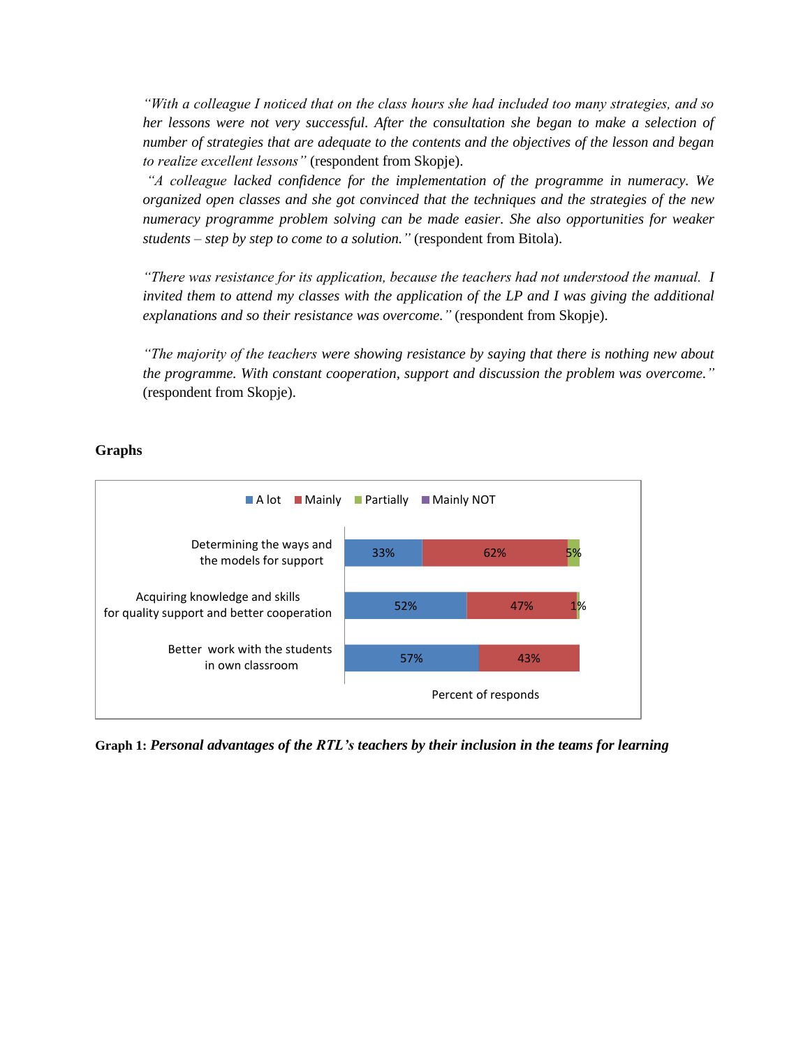*"With a colleague I noticed that on the class hours she had included too many strategies, and so her lessons were not very successful. After the consultation she began to make a selection of number of strategies that are adequate to the contents and the objectives of the lesson and began to realize excellent lessons"* (respondent from Skopje).

*"A colleague lacked confidence for the implementation of the programme in numeracy. We organized open classes and she got convinced that the techniques and the strategies of the new numeracy programme problem solving can be made easier. She also opportunities for weaker students – step by step to come to a solution."* (respondent from Bitola).

*"There was resistance for its application, because the teachers had not understood the manual. I invited them to attend my classes with the application of the LP and I was giving the additional explanations and so their resistance was overcome."* (respondent from Skopje).

*"The majority of the teachers were showing resistance by saying that there is nothing new about the programme. With constant cooperation, support and discussion the problem was overcome."* (respondent from Skopje).

**Graphs**

| Percent of responds | A lot | Mainly | Partially | Mainly NOT |
|---|---|---|---|---|
| Determining the ways and the models for support | 33% | 62% | 5% | |
| Acquiring knowledge and skills for quality support and better cooperation | 52% | 47% | 1% | |
| Better work with the students in own classroom | 57% | 43% | | |

**Graph 1:** ***Personal advantages of the RTL's teachers by their inclusion in the teams for learning***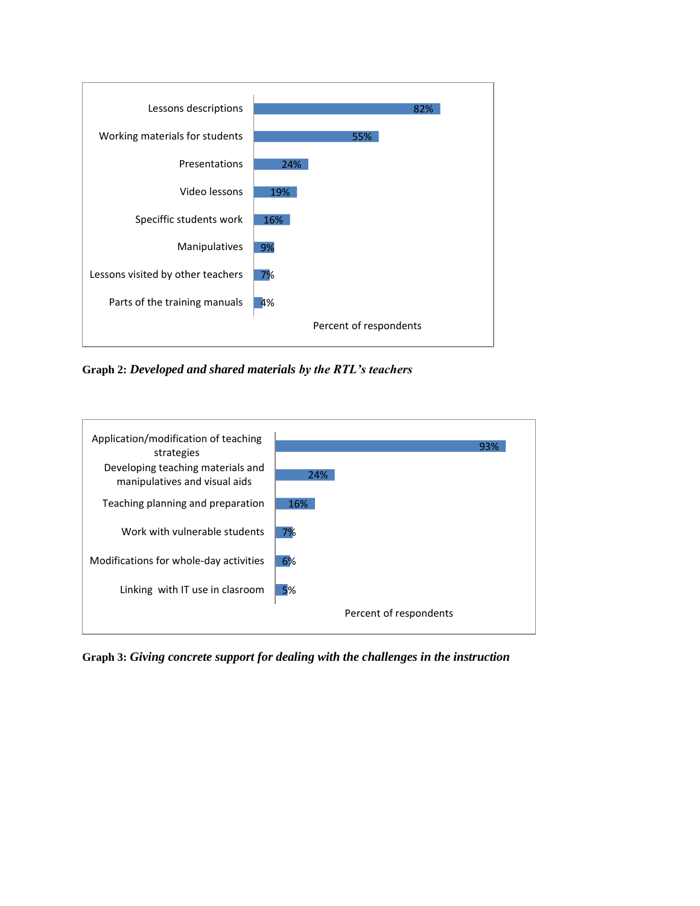Lessons descriptions 82%
Working materials for students 55%
Presentations 24%
Video lessons 19%
Speciffic students work 16%
Manipulatives 9%
Lessons visited by other teachers 7%
Parts of the training manuals 4%
Percent of respondents

**Graph 2:** ***Developed and shared materials by the RTL's teachers***

Application/modification of teaching strategies 93%
Developing teaching materials and manipulatives and visual aids 24%
Teaching planning and preparation 16%
Work with vulnerable students 7%
Modifications for whole-day activities 6%
Linking with IT use in clasroom 5%
Percent of respondents

**Graph 3:** ***Giving concrete support for dealing with the challenges in the instruction***